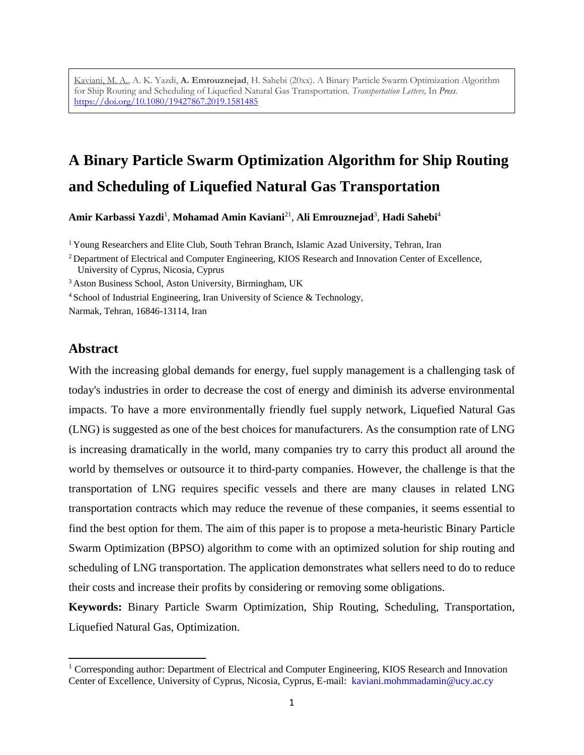Kaviani, M. A., A. K. Yazdi, **A. Emrouznejad**, H. Sahebi (20xx). A Binary Particle Swarm Optimization Algorithm for Ship Routing and Scheduling of Liquefied Natural Gas Transportation. *Transportation Letters,* In *Press*. https://doi.org/10.1080/19427867.2019.1581485

# A Binary Particle Swarm Optimization Algorithm for Ship Routing and Scheduling of Liquefied Natural Gas Transportation

**Amir Karbassi Yazdi**[1], **Mohamad Amin Kaviani**[21], **Ali Emrouznejad**[3], **Hadi Sahebi**[4]

[1] Young Researchers and Elite Club, South Tehran Branch, Islamic Azad University, Tehran, Iran

[2] Department of Electrical and Computer Engineering, KIOS Research and Innovation Center of Excellence, University of Cyprus, Nicosia, Cyprus

[3] Aston Business School, Aston University, Birmingham, UK

[4] School of Industrial Engineering, Iran University of Science & Technology, Narmak, Tehran, 16846-13114, Iran

## Abstract

With the increasing global demands for energy, fuel supply management is a challenging task of today's industries in order to decrease the cost of energy and diminish its adverse environmental impacts. To have a more environmentally friendly fuel supply network, Liquefied Natural Gas (LNG) is suggested as one of the best choices for manufacturers. As the consumption rate of LNG is increasing dramatically in the world, many companies try to carry this product all around the world by themselves or outsource it to third-party companies. However, the challenge is that the transportation of LNG requires specific vessels and there are many clauses in related LNG transportation contracts which may reduce the revenue of these companies, it seems essential to find the best option for them. The aim of this paper is to propose a meta-heuristic Binary Particle Swarm Optimization (BPSO) algorithm to come with an optimized solution for ship routing and scheduling of LNG transportation. The application demonstrates what sellers need to do to reduce their costs and increase their profits by considering or removing some obligations.

**Keywords:** Binary Particle Swarm Optimization, Ship Routing, Scheduling, Transportation, Liquefied Natural Gas, Optimization.

[1] Corresponding author: Department of Electrical and Computer Engineering, KIOS Research and Innovation Center of Excellence, University of Cyprus, Nicosia, Cyprus, E-mail: kaviani.mohmmadamin@ucy.ac.cy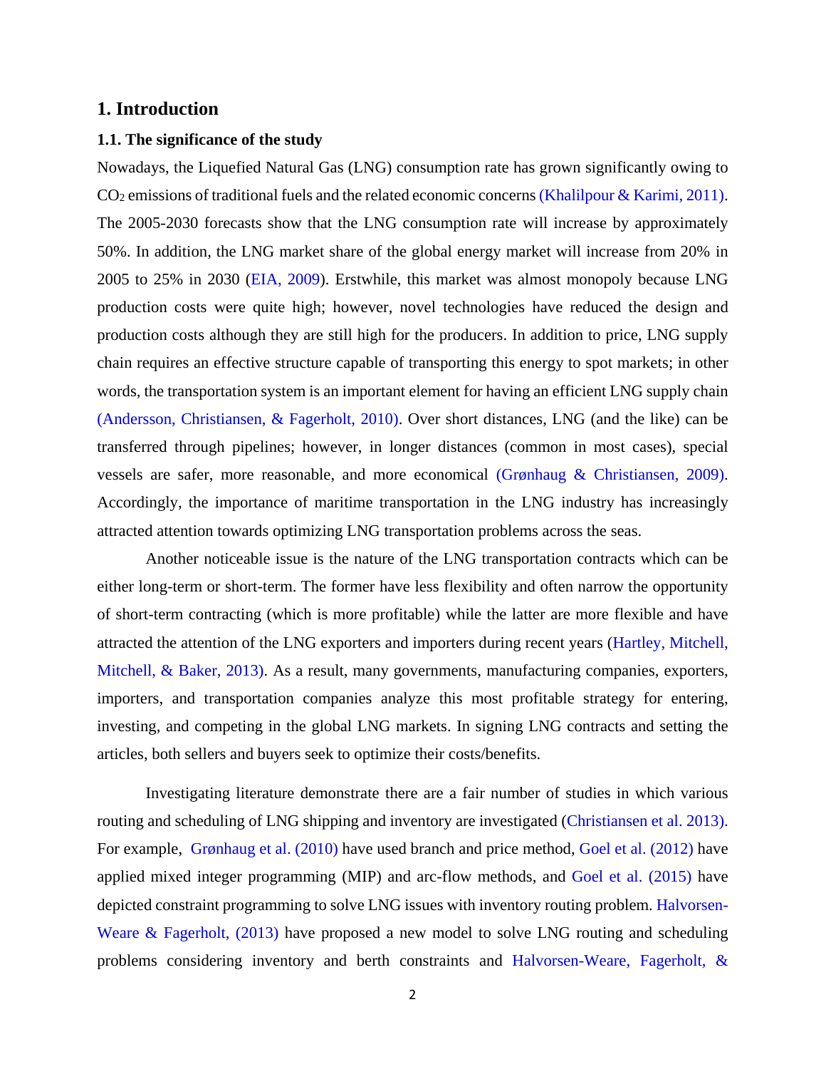# 1. Introduction

## 1.1. The significance of the study

Nowadays, the Liquefied Natural Gas (LNG) consumption rate has grown significantly owing to $CO_2$ emissions of traditional fuels and the related economic concerns (Khalilpour & Karimi, 2011). The 2005-2030 forecasts show that the LNG consumption rate will increase by approximately 50%. In addition, the LNG market share of the global energy market will increase from 20% in 2005 to 25% in 2030 (EIA, 2009). Erstwhile, this market was almost monopoly because LNG production costs were quite high; however, novel technologies have reduced the design and production costs although they are still high for the producers. In addition to price, LNG supply chain requires an effective structure capable of transporting this energy to spot markets; in other words, the transportation system is an important element for having an efficient LNG supply chain (Andersson, Christiansen, & Fagerholt, 2010). Over short distances, LNG (and the like) can be transferred through pipelines; however, in longer distances (common in most cases), special vessels are safer, more reasonable, and more economical (Grønhaug & Christiansen, 2009). Accordingly, the importance of maritime transportation in the LNG industry has increasingly attracted attention towards optimizing LNG transportation problems across the seas.

Another noticeable issue is the nature of the LNG transportation contracts which can be either long-term or short-term. The former have less flexibility and often narrow the opportunity of short-term contracting (which is more profitable) while the latter are more flexible and have attracted the attention of the LNG exporters and importers during recent years (Hartley, Mitchell, Mitchell, & Baker, 2013). As a result, many governments, manufacturing companies, exporters, importers, and transportation companies analyze this most profitable strategy for entering, investing, and competing in the global LNG markets. In signing LNG contracts and setting the articles, both sellers and buyers seek to optimize their costs/benefits.

Investigating literature demonstrate there are a fair number of studies in which various routing and scheduling of LNG shipping and inventory are investigated (Christiansen et al. 2013). For example, Grønhaug et al. (2010) have used branch and price method, Goel et al. (2012) have applied mixed integer programming (MIP) and arc-flow methods, and Goel et al. (2015) have depicted constraint programming to solve LNG issues with inventory routing problem. Halvorsen-Weare & Fagerholt, (2013) have proposed a new model to solve LNG routing and scheduling problems considering inventory and berth constraints and Halvorsen-Weare, Fagerholt, &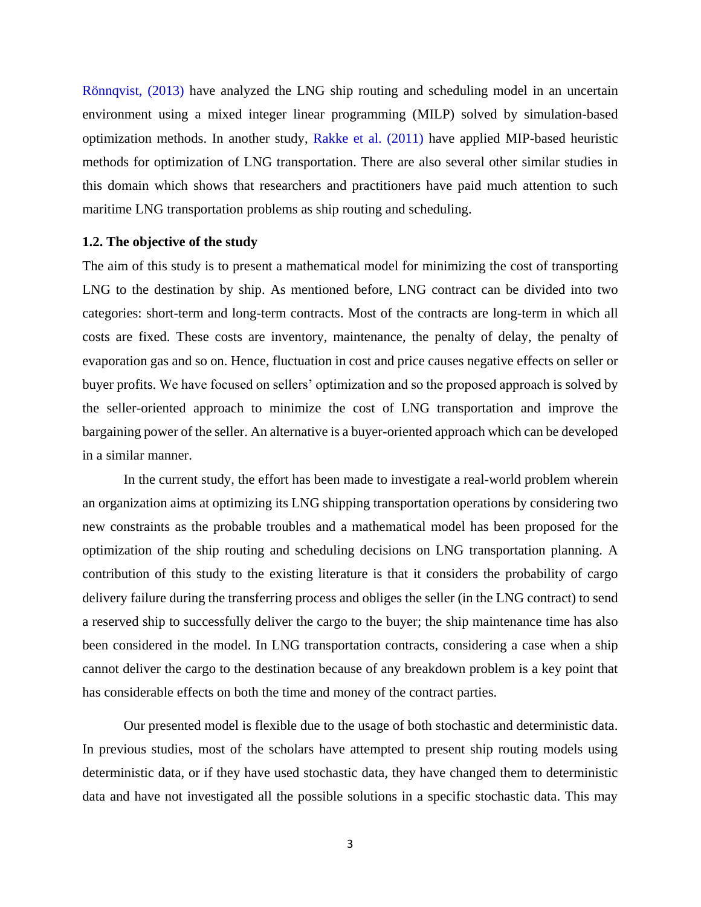Rönnqvist, (2013) have analyzed the LNG ship routing and scheduling model in an uncertain environment using a mixed integer linear programming (MILP) solved by simulation-based optimization methods. In another study, Rakke et al. (2011) have applied MIP-based heuristic methods for optimization of LNG transportation. There are also several other similar studies in this domain which shows that researchers and practitioners have paid much attention to such maritime LNG transportation problems as ship routing and scheduling.

### 1.2. The objective of the study

The aim of this study is to present a mathematical model for minimizing the cost of transporting LNG to the destination by ship. As mentioned before, LNG contract can be divided into two categories: short-term and long-term contracts. Most of the contracts are long-term in which all costs are fixed. These costs are inventory, maintenance, the penalty of delay, the penalty of evaporation gas and so on. Hence, fluctuation in cost and price causes negative effects on seller or buyer profits. We have focused on sellers' optimization and so the proposed approach is solved by the seller-oriented approach to minimize the cost of LNG transportation and improve the bargaining power of the seller. An alternative is a buyer-oriented approach which can be developed in a similar manner.

In the current study, the effort has been made to investigate a real-world problem wherein an organization aims at optimizing its LNG shipping transportation operations by considering two new constraints as the probable troubles and a mathematical model has been proposed for the optimization of the ship routing and scheduling decisions on LNG transportation planning. A contribution of this study to the existing literature is that it considers the probability of cargo delivery failure during the transferring process and obliges the seller (in the LNG contract) to send a reserved ship to successfully deliver the cargo to the buyer; the ship maintenance time has also been considered in the model. In LNG transportation contracts, considering a case when a ship cannot deliver the cargo to the destination because of any breakdown problem is a key point that has considerable effects on both the time and money of the contract parties.

Our presented model is flexible due to the usage of both stochastic and deterministic data. In previous studies, most of the scholars have attempted to present ship routing models using deterministic data, or if they have used stochastic data, they have changed them to deterministic data and have not investigated all the possible solutions in a specific stochastic data. This may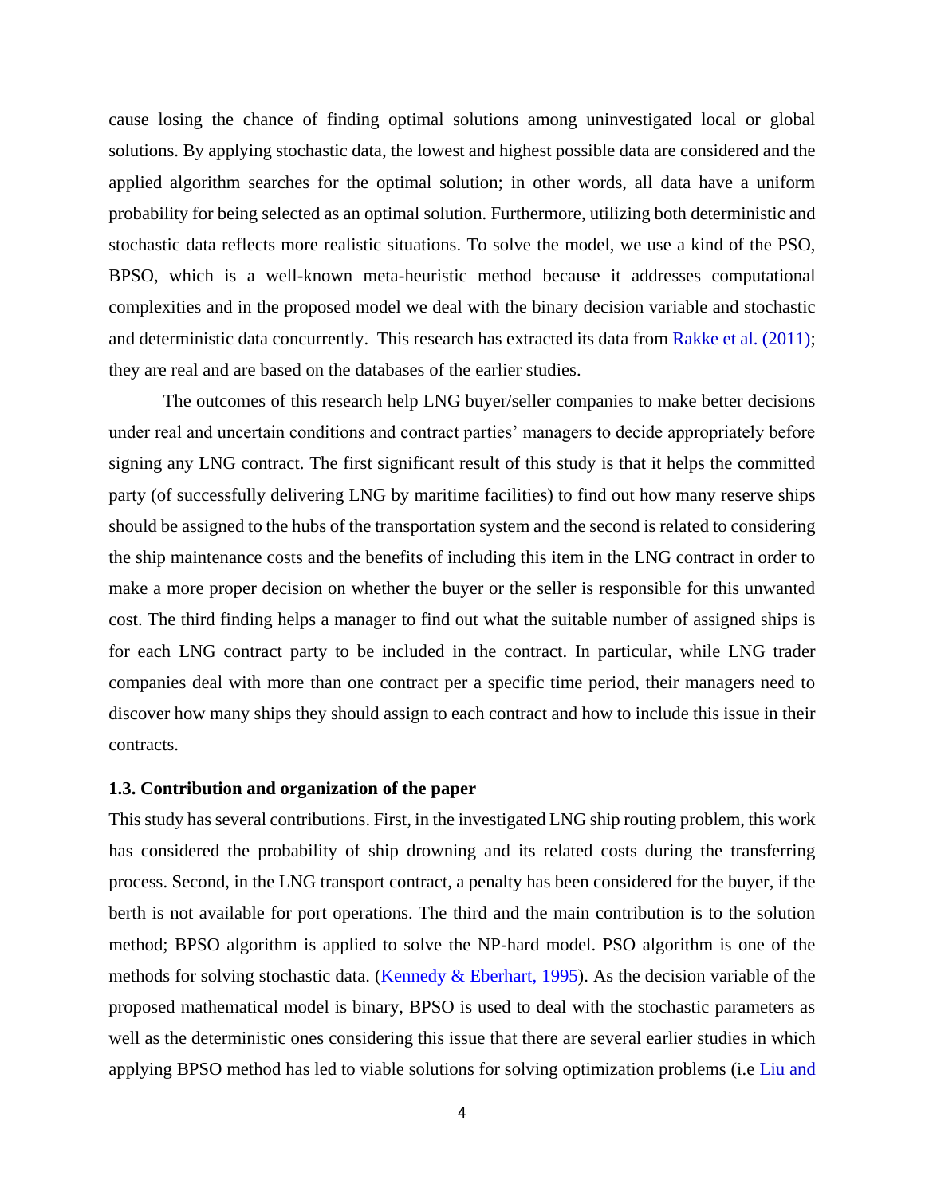cause losing the chance of finding optimal solutions among uninvestigated local or global solutions. By applying stochastic data, the lowest and highest possible data are considered and the applied algorithm searches for the optimal solution; in other words, all data have a uniform probability for being selected as an optimal solution. Furthermore, utilizing both deterministic and stochastic data reflects more realistic situations. To solve the model, we use a kind of the PSO, BPSO, which is a well-known meta-heuristic method because it addresses computational complexities and in the proposed model we deal with the binary decision variable and stochastic and deterministic data concurrently. This research has extracted its data from Rakke et al. (2011); they are real and are based on the databases of the earlier studies.

The outcomes of this research help LNG buyer/seller companies to make better decisions under real and uncertain conditions and contract parties' managers to decide appropriately before signing any LNG contract. The first significant result of this study is that it helps the committed party (of successfully delivering LNG by maritime facilities) to find out how many reserve ships should be assigned to the hubs of the transportation system and the second is related to considering the ship maintenance costs and the benefits of including this item in the LNG contract in order to make a more proper decision on whether the buyer or the seller is responsible for this unwanted cost. The third finding helps a manager to find out what the suitable number of assigned ships is for each LNG contract party to be included in the contract. In particular, while LNG trader companies deal with more than one contract per a specific time period, their managers need to discover how many ships they should assign to each contract and how to include this issue in their contracts.

### 1.3. Contribution and organization of the paper

This study has several contributions. First, in the investigated LNG ship routing problem, this work has considered the probability of ship drowning and its related costs during the transferring process. Second, in the LNG transport contract, a penalty has been considered for the buyer, if the berth is not available for port operations. The third and the main contribution is to the solution method; BPSO algorithm is applied to solve the NP-hard model. PSO algorithm is one of the methods for solving stochastic data. (Kennedy & Eberhart, 1995). As the decision variable of the proposed mathematical model is binary, BPSO is used to deal with the stochastic parameters as well as the deterministic ones considering this issue that there are several earlier studies in which applying BPSO method has led to viable solutions for solving optimization problems (i.e Liu and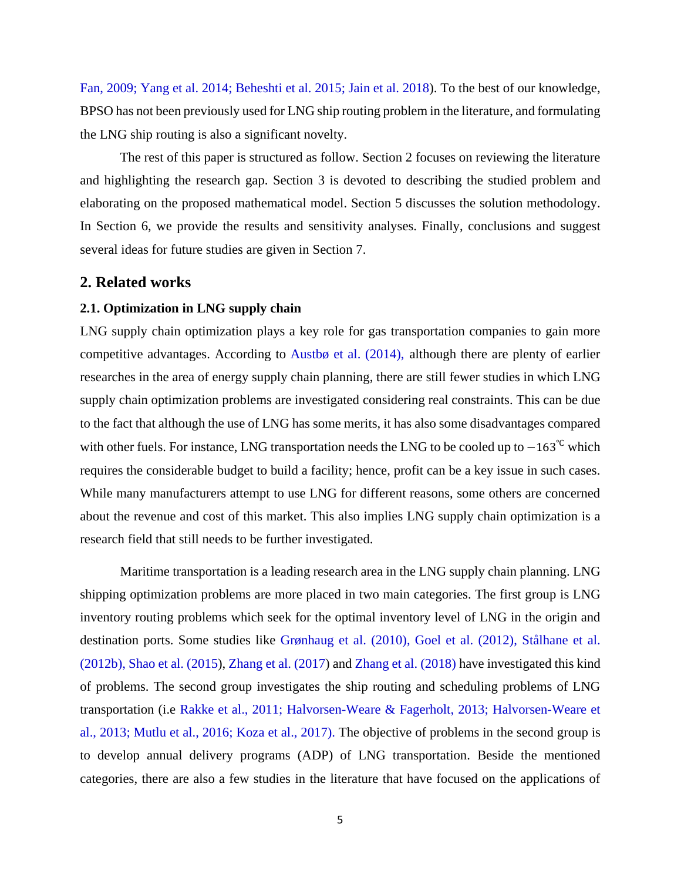Fan, 2009; Yang et al. 2014; Beheshti et al. 2015; Jain et al. 2018). To the best of our knowledge, BPSO has not been previously used for LNG ship routing problem in the literature, and formulating the LNG ship routing is also a significant novelty.

The rest of this paper is structured as follow. Section 2 focuses on reviewing the literature and highlighting the research gap. Section 3 is devoted to describing the studied problem and elaborating on the proposed mathematical model. Section 5 discusses the solution methodology. In Section 6, we provide the results and sensitivity analyses. Finally, conclusions and suggest several ideas for future studies are given in Section 7.

## 2. Related works

### 2.1. Optimization in LNG supply chain

LNG supply chain optimization plays a key role for gas transportation companies to gain more competitive advantages. According to Austbø et al. (2014), although there are plenty of earlier researches in the area of energy supply chain planning, there are still fewer studies in which LNG supply chain optimization problems are investigated considering real constraints. This can be due to the fact that although the use of LNG has some merits, it has also some disadvantages compared with other fuels. For instance, LNG transportation needs the LNG to be cooled up to $-163^{\circ C}$ which requires the considerable budget to build a facility; hence, profit can be a key issue in such cases. While many manufacturers attempt to use LNG for different reasons, some others are concerned about the revenue and cost of this market. This also implies LNG supply chain optimization is a research field that still needs to be further investigated.

Maritime transportation is a leading research area in the LNG supply chain planning. LNG shipping optimization problems are more placed in two main categories. The first group is LNG inventory routing problems which seek for the optimal inventory level of LNG in the origin and destination ports. Some studies like Grønhaug et al. (2010), Goel et al. (2012), Stålhane et al. (2012b), Shao et al. (2015), Zhang et al. (2017) and Zhang et al. (2018) have investigated this kind of problems. The second group investigates the ship routing and scheduling problems of LNG transportation (i.e Rakke et al., 2011; Halvorsen-Weare & Fagerholt, 2013; Halvorsen-Weare et al., 2013; Mutlu et al., 2016; Koza et al., 2017). The objective of problems in the second group is to develop annual delivery programs (ADP) of LNG transportation. Beside the mentioned categories, there are also a few studies in the literature that have focused on the applications of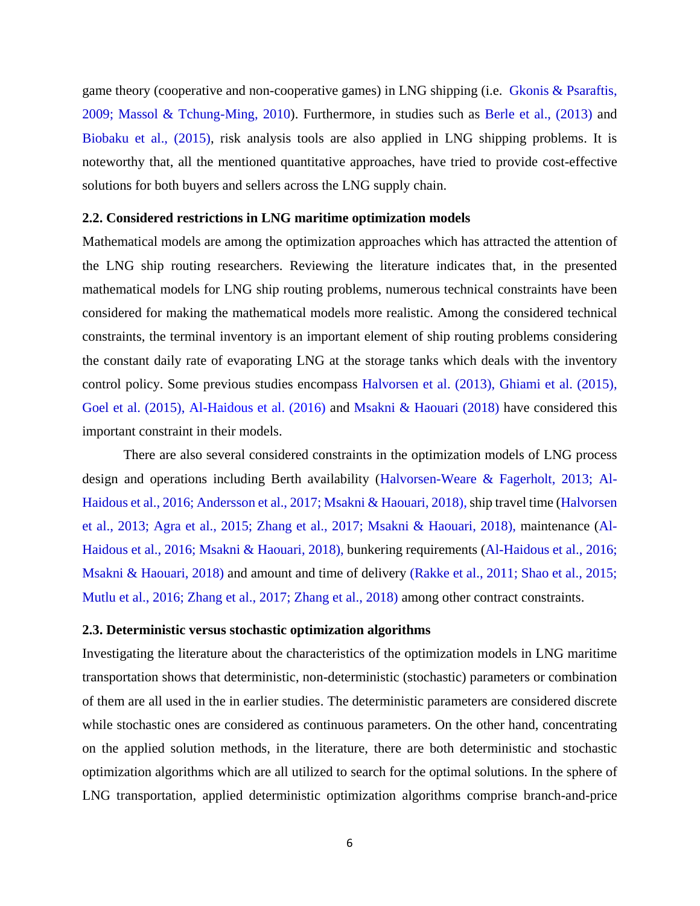game theory (cooperative and non-cooperative games) in LNG shipping (i.e. Gkonis & Psaraftis, 2009; Massol & Tchung-Ming, 2010). Furthermore, in studies such as Berle et al., (2013) and Biobaku et al., (2015), risk analysis tools are also applied in LNG shipping problems. It is noteworthy that, all the mentioned quantitative approaches, have tried to provide cost-effective solutions for both buyers and sellers across the LNG supply chain.

### 2.2. Considered restrictions in LNG maritime optimization models

Mathematical models are among the optimization approaches which has attracted the attention of the LNG ship routing researchers. Reviewing the literature indicates that, in the presented mathematical models for LNG ship routing problems, numerous technical constraints have been considered for making the mathematical models more realistic. Among the considered technical constraints, the terminal inventory is an important element of ship routing problems considering the constant daily rate of evaporating LNG at the storage tanks which deals with the inventory control policy. Some previous studies encompass Halvorsen et al. (2013), Ghiami et al. (2015), Goel et al. (2015), Al-Haidous et al. (2016) and Msakni & Haouari (2018) have considered this important constraint in their models.

There are also several considered constraints in the optimization models of LNG process design and operations including Berth availability (Halvorsen-Weare & Fagerholt, 2013; Al-Haidous et al., 2016; Andersson et al., 2017; Msakni & Haouari, 2018), ship travel time (Halvorsen et al., 2013; Agra et al., 2015; Zhang et al., 2017; Msakni & Haouari, 2018), maintenance (Al-Haidous et al., 2016; Msakni & Haouari, 2018), bunkering requirements (Al-Haidous et al., 2016; Msakni & Haouari, 2018) and amount and time of delivery (Rakke et al., 2011; Shao et al., 2015; Mutlu et al., 2016; Zhang et al., 2017; Zhang et al., 2018) among other contract constraints.

### 2.3. Deterministic versus stochastic optimization algorithms

Investigating the literature about the characteristics of the optimization models in LNG maritime transportation shows that deterministic, non-deterministic (stochastic) parameters or combination of them are all used in the in earlier studies. The deterministic parameters are considered discrete while stochastic ones are considered as continuous parameters. On the other hand, concentrating on the applied solution methods, in the literature, there are both deterministic and stochastic optimization algorithms which are all utilized to search for the optimal solutions. In the sphere of LNG transportation, applied deterministic optimization algorithms comprise branch-and-price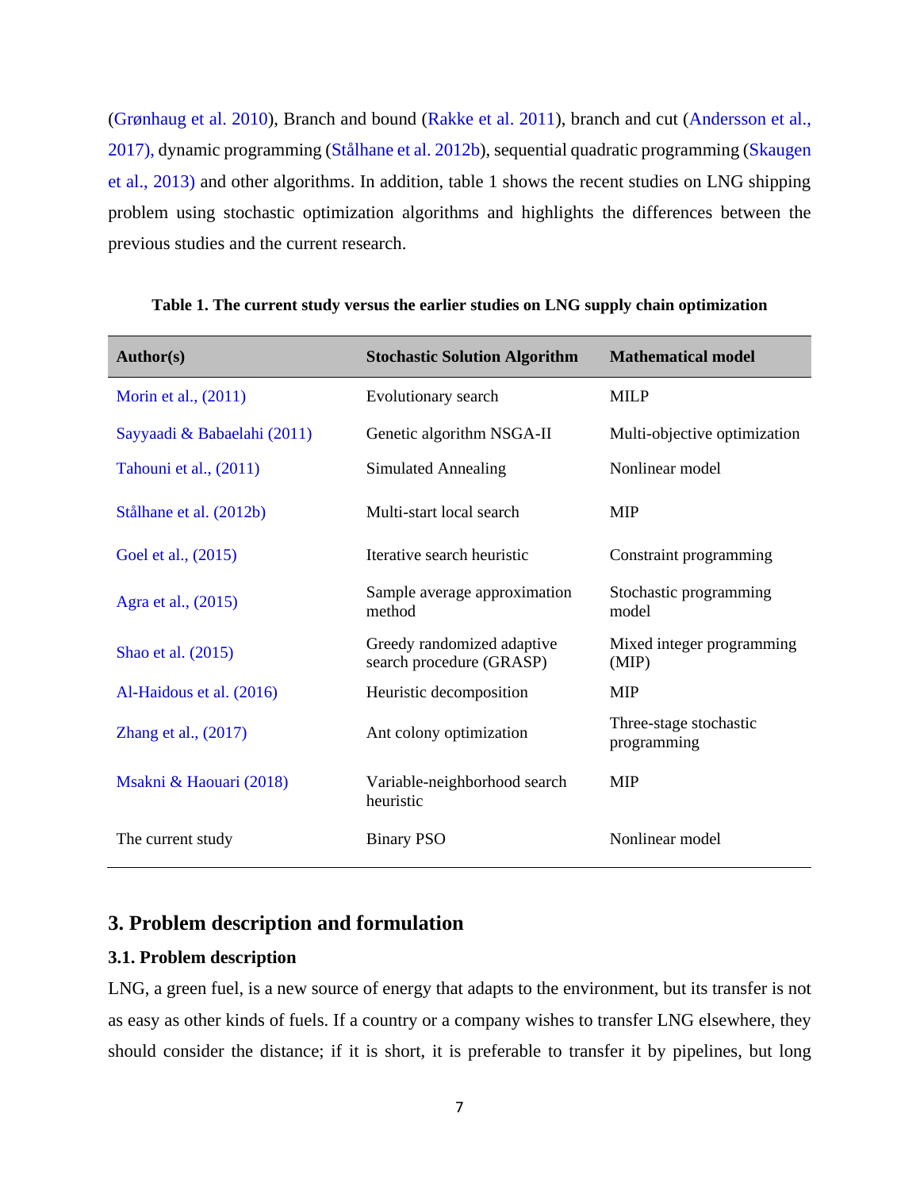(Grønhaug et al. 2010), Branch and bound (Rakke et al. 2011), branch and cut (Andersson et al., 2017), dynamic programming (Stålhane et al. 2012b), sequential quadratic programming (Skaugen et al., 2013) and other algorithms. In addition, table 1 shows the recent studies on LNG shipping problem using stochastic optimization algorithms and highlights the differences between the previous studies and the current research.

**Table 1. The current study versus the earlier studies on LNG supply chain optimization**

| Author(s) | Stochastic Solution Algorithm | Mathematical model |
|---|---|---|
| Morin et al., (2011) | Evolutionary search | MILP |
| Sayyaadi & Babaelahi (2011) | Genetic algorithm NSGA-II | Multi-objective optimization |
| Tahouni et al., (2011) | Simulated Annealing | Nonlinear model |
| Stålhane et al. (2012b) | Multi-start local search | MIP |
| Goel et al., (2015) | Iterative search heuristic | Constraint programming |
| Agra et al., (2015) | Sample average approximation method | Stochastic programming model |
| Shao et al. (2015) | Greedy randomized adaptive search procedure (GRASP) | Mixed integer programming (MIP) |
| Al-Haidous et al. (2016) | Heuristic decomposition | MIP |
| Zhang et al., (2017) | Ant colony optimization | Three-stage stochastic programming |
| Msakni & Haouari (2018) | Variable-neighborhood search heuristic | MIP |
| The current study | Binary PSO | Nonlinear model |

## 3. Problem description and formulation

### 3.1. Problem description

LNG, a green fuel, is a new source of energy that adapts to the environment, but its transfer is not as easy as other kinds of fuels. If a country or a company wishes to transfer LNG elsewhere, they should consider the distance; if it is short, it is preferable to transfer it by pipelines, but long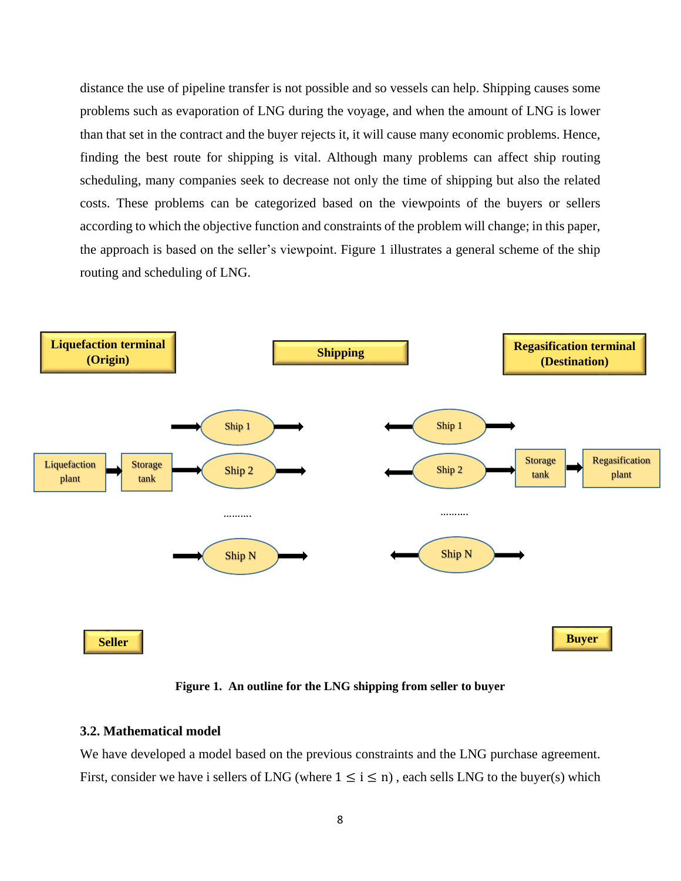distance the use of pipeline transfer is not possible and so vessels can help. Shipping causes some problems such as evaporation of LNG during the voyage, and when the amount of LNG is lower than that set in the contract and the buyer rejects it, it will cause many economic problems. Hence, finding the best route for shipping is vital. Although many problems can affect ship routing scheduling, many companies seek to decrease not only the time of shipping but also the related costs. These problems can be categorized based on the viewpoints of the buyers or sellers according to which the objective function and constraints of the problem will change; in this paper, the approach is based on the seller's viewpoint. Figure 1 illustrates a general scheme of the ship routing and scheduling of LNG.

**Figure 1. An outline for the LNG shipping from seller to buyer**

### 3.2. Mathematical model

We have developed a model based on the previous constraints and the LNG purchase agreement. First, consider we have i sellers of LNG (where $1 \leq i \leq n$) , each sells LNG to the buyer(s) which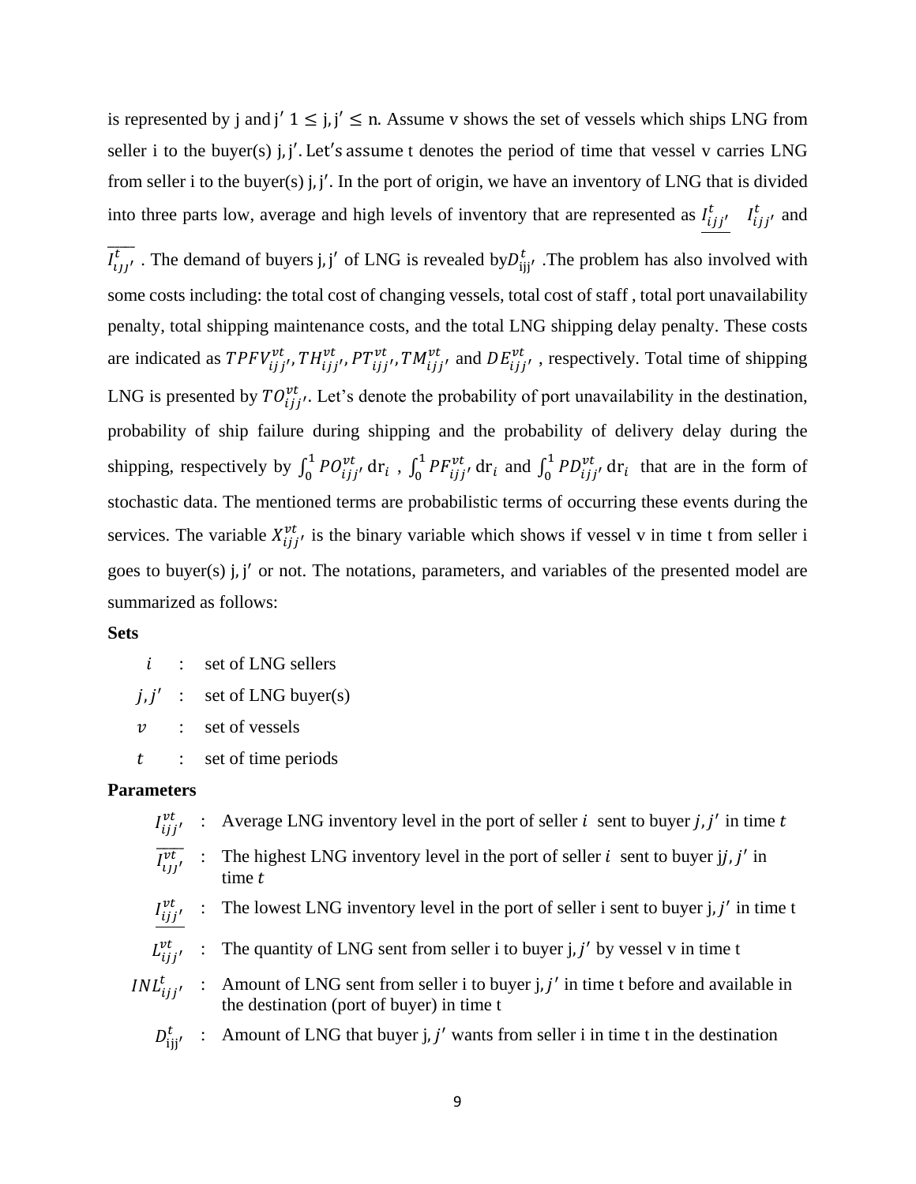is represented by j and $j'$ $1 \leq j, j' \leq n$. Assume v shows the set of vessels which ships LNG from seller i to the buyer(s) $j, j'$. Let's assume t denotes the period of time that vessel v carries LNG from seller i to the buyer(s) $j, j'$. In the port of origin, we have an inventory of LNG that is divided into three parts low, average and high levels of inventory that are represented as $\underline{I_{ijj'}^{t}}$ $I_{ijj'}^{t}$ and $\overline{I_{ijj'}^{t}}$. The demand of buyers $j, j'$ of LNG is revealed by $D_{ijj'}^{t}$. The problem has also involved with some costs including: the total cost of changing vessels, total cost of staff, total port unavailability penalty, total shipping maintenance costs, and the total LNG shipping delay penalty. These costs are indicated as $TPFV_{ijj'}^{vt}, TH_{ijj'}^{vt}, PT_{ijj'}^{vt}, TM_{ijj'}^{vt}$ and $DE_{ijj'}^{vt}$, respectively. Total time of shipping LNG is presented by $TO_{ijj'}^{vt}$. Let's denote the probability of port unavailability in the destination, probability of ship failure during shipping and the probability of delivery delay during the shipping, respectively by $\int_0^1 PO_{ijj'}^{vt}\,\mathrm{d}r_i$, $\int_0^1 PF_{ijj'}^{vt}\,\mathrm{d}r_i$ and $\int_0^1 PD_{ijj'}^{vt}\,\mathrm{d}r_i$ that are in the form of stochastic data. The mentioned terms are probabilistic terms of occurring these events during the services. The variable $X_{ijj'}^{vt}$ is the binary variable which shows if vessel v in time t from seller i goes to buyer(s) $j, j'$ or not. The notations, parameters, and variables of the presented model are summarized as follows:

**Sets**

- $i$ : set of LNG sellers
- $j, j'$ : set of LNG buyer(s)
- $v$ : set of vessels
- $t$ : set of time periods

**Parameters**

- $I_{ijj'}^{vt}$ : Average LNG inventory level in the port of seller $i$ sent to buyer $j, j'$ in time $t$
- $\overline{I_{ijj'}^{vt}}$ : The highest LNG inventory level in the port of seller $i$ sent to buyer $j, j'$ in time $t$
- $\underline{I_{ijj'}^{vt}}$ : The lowest LNG inventory level in the port of seller i sent to buyer $j, j'$ in time t
- $L_{ijj'}^{vt}$ : The quantity of LNG sent from seller i to buyer $j, j'$ by vessel v in time t
- $INL_{ijj'}^{t}$ : Amount of LNG sent from seller i to buyer $j, j'$ in time t before and available in the destination (port of buyer) in time t
- $D_{ijj'}^{t}$ : Amount of LNG that buyer $j, j'$ wants from seller i in time t in the destination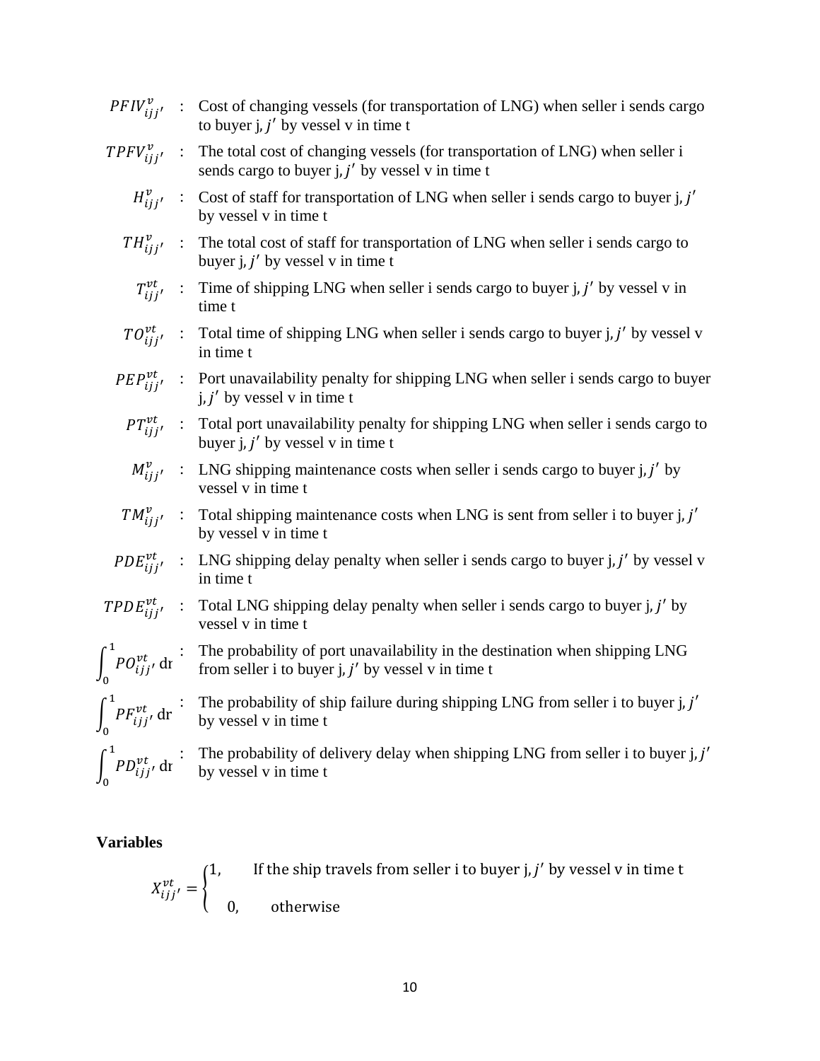$PFIV_{ijj'}^{v}$ : Cost of changing vessels (for transportation of LNG) when seller i sends cargo to buyer j, $j'$ by vessel v in time t

$TPFV_{ijj'}^{v}$ : The total cost of changing vessels (for transportation of LNG) when seller i sends cargo to buyer j, $j'$ by vessel v in time t

$H_{ijj'}^{v}$ : Cost of staff for transportation of LNG when seller i sends cargo to buyer j, $j'$ by vessel v in time t

$TH_{ijj'}^{v}$ : The total cost of staff for transportation of LNG when seller i sends cargo to buyer j, $j'$ by vessel v in time t

$T_{ijj'}^{vt}$ : Time of shipping LNG when seller i sends cargo to buyer j, $j'$ by vessel v in time t

$TO_{ijj'}^{vt}$ : Total time of shipping LNG when seller i sends cargo to buyer j, $j'$ by vessel v in time t

$PEP_{ijj'}^{vt}$ : Port unavailability penalty for shipping LNG when seller i sends cargo to buyer j, $j'$ by vessel v in time t

$PT_{ijj'}^{vt}$ : Total port unavailability penalty for shipping LNG when seller i sends cargo to buyer j, $j'$ by vessel v in time t

$M_{ijj'}^{v}$ : LNG shipping maintenance costs when seller i sends cargo to buyer j, $j'$ by vessel v in time t

$TM_{ijj'}^{v}$ : Total shipping maintenance costs when LNG is sent from seller i to buyer j, $j'$ by vessel v in time t

$PDE_{ijj'}^{vt}$ : LNG shipping delay penalty when seller i sends cargo to buyer j, $j'$ by vessel v in time t

$TPDE_{ijj'}^{vt}$ : Total LNG shipping delay penalty when seller i sends cargo to buyer j, $j'$ by vessel v in time t

$\int_0^1 PO_{ijj'}^{vt}\,\mathrm{dr}$ : The probability of port unavailability in the destination when shipping LNG from seller i to buyer j, $j'$ by vessel v in time t

$\int_0^1 PF_{ijj'}^{vt}\,\mathrm{dr}$ : The probability of ship failure during shipping LNG from seller i to buyer j, $j'$ by vessel v in time t

$\int_0^1 PD_{ijj'}^{vt}\,\mathrm{dr}$ : The probability of delivery delay when shipping LNG from seller i to buyer j, $j'$ by vessel v in time t

**Variables**

$$X_{ijj'}^{vt} = \begin{cases} 1, & \text{If the ship travels from seller i to buyer j, } j' \text{ by vessel v in time t} \\ 0, & \text{otherwise} \end{cases}$$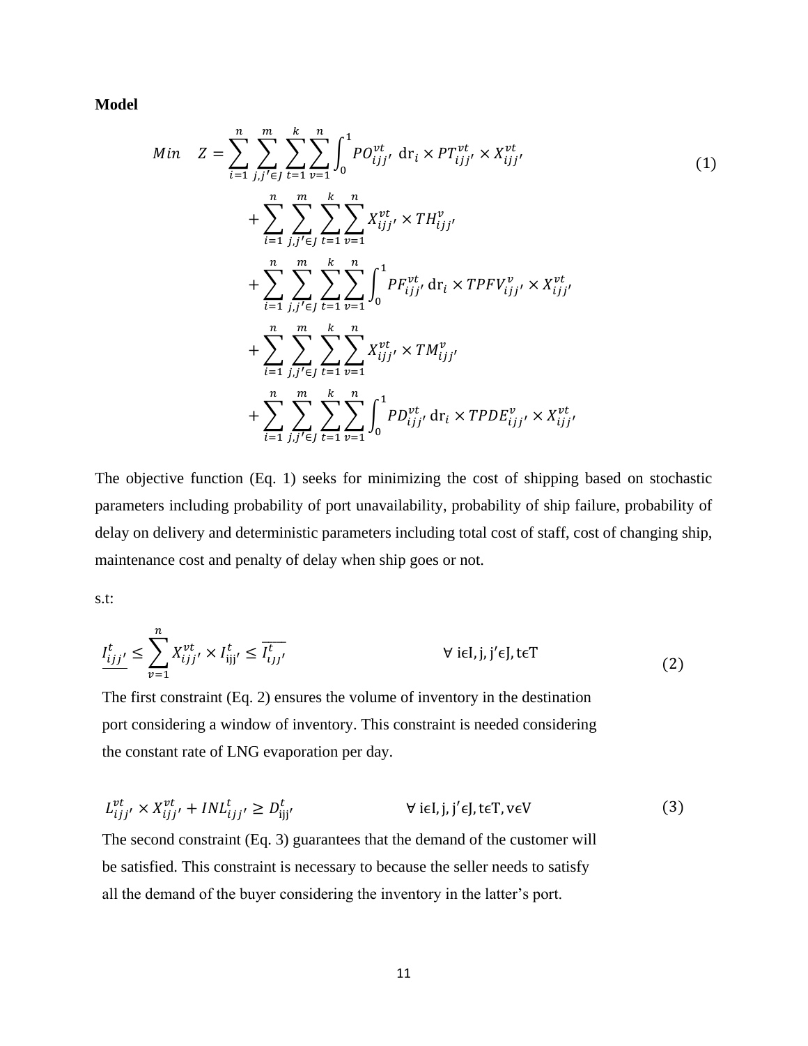**Model**

$$Min \quad Z = \sum_{i=1}^{n} \sum_{j,j' \in J}^{m} \sum_{t=1}^{k} \sum_{v=1}^{n} \int_{0}^{1} PO_{ijj'}^{vt} \, \mathrm{dr}_i \times PT_{ijj'}^{vt} \times X_{ijj'}^{vt}$$
$$+ \sum_{i=1}^{n} \sum_{j,j' \in J}^{m} \sum_{t=1}^{k} \sum_{v=1}^{n} X_{ijj'}^{vt} \times TH_{ijj'}^{v}$$
$$+ \sum_{i=1}^{n} \sum_{j,j' \in J}^{m} \sum_{t=1}^{k} \sum_{v=1}^{n} \int_{0}^{1} PF_{ijj'}^{vt} \, \mathrm{dr}_i \times TPFV_{ijj'}^{v} \times X_{ijj'}^{vt}$$
$$+ \sum_{i=1}^{n} \sum_{j,j' \in J}^{m} \sum_{t=1}^{k} \sum_{v=1}^{n} X_{ijj'}^{vt} \times TM_{ijj'}^{v}$$
$$+ \sum_{i=1}^{n} \sum_{j,j' \in J}^{m} \sum_{t=1}^{k} \sum_{v=1}^{n} \int_{0}^{1} PD_{ijj'}^{vt} \, \mathrm{dr}_i \times TPDE_{ijj'}^{v} \times X_{ijj'}^{vt} \tag{1}$$

The objective function (Eq. 1) seeks for minimizing the cost of shipping based on stochastic parameters including probability of port unavailability, probability of ship failure, probability of delay on delivery and deterministic parameters including total cost of staff, cost of changing ship, maintenance cost and penalty of delay when ship goes or not.

s.t:

$$\underline{I_{ijj'}^{t}} \leq \sum_{v=1}^{n} X_{ijj'}^{vt} \times I_{ijj'}^{t} \leq \overline{I_{ijj'}^{t}} \qquad \forall\ i \in I, j, j' \in J, t \in T \tag{2}$$

The first constraint (Eq. 2) ensures the volume of inventory in the destination port considering a window of inventory. This constraint is needed considering the constant rate of LNG evaporation per day.

$$L_{ijj'}^{vt} \times X_{ijj'}^{vt} + INL_{ijj'}^{t} \geq D_{ijj'}^{t} \qquad \forall\ i \in I, j, j' \in J, t \in T, v \in V \tag{3}$$

The second constraint (Eq. 3) guarantees that the demand of the customer will be satisfied. This constraint is necessary to because the seller needs to satisfy all the demand of the buyer considering the inventory in the latter's port.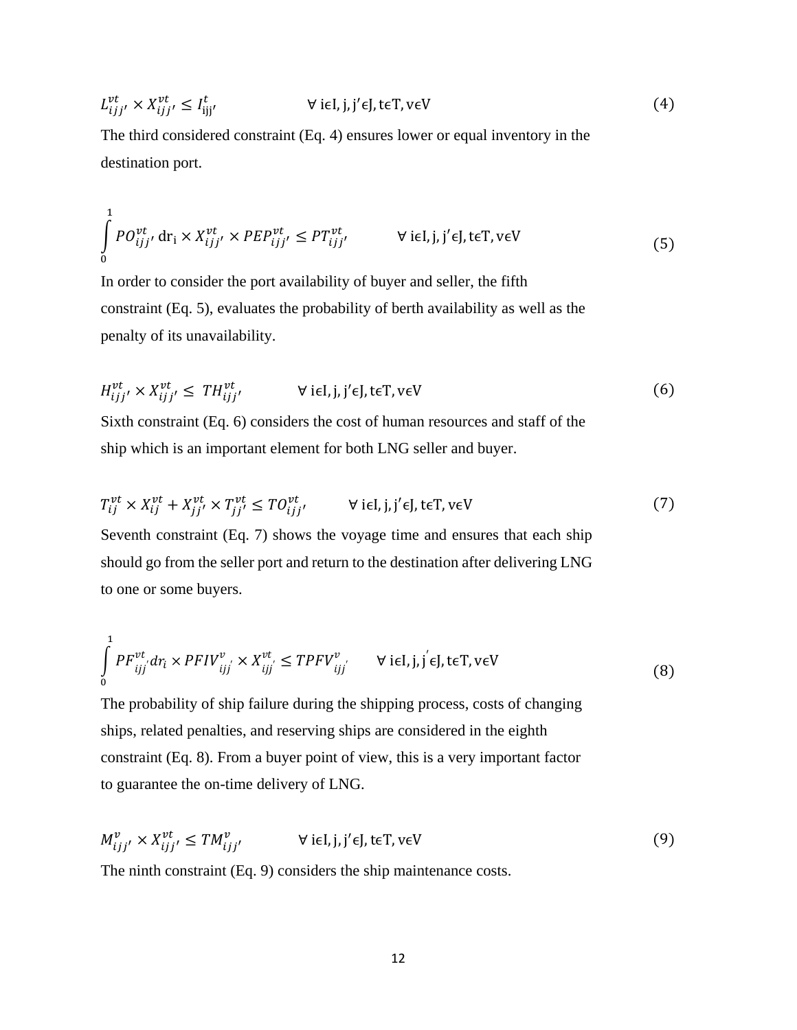$$L_{ijj'}^{vt} \times X_{ijj'}^{vt} \le I_{\mathrm{ijj'}}^{t} \qquad \forall\ \mathrm{i\epsilon I, j, j'\epsilon J, t\epsilon T, v\epsilon V} \tag{4}$$

The third considered constraint (Eq. 4) ensures lower or equal inventory in the destination port.

$$\int_0^1 PO_{ijj'}^{vt}\, \mathrm{dr_i} \times X_{ijj'}^{vt} \times PEP_{ijj'}^{vt} \le PT_{ijj'}^{vt} \qquad \forall\ \mathrm{i\epsilon I, j, j'\epsilon J, t\epsilon T, v\epsilon V} \tag{5}$$

In order to consider the port availability of buyer and seller, the fifth constraint (Eq. 5), evaluates the probability of berth availability as well as the penalty of its unavailability.

$$H_{ijj'}^{vt} \times X_{ijj'}^{vt} \le\ TH_{ijj'}^{vt} \qquad \forall\ \mathrm{i\epsilon I, j, j'\epsilon J, t\epsilon T, v\epsilon V} \tag{6}$$

Sixth constraint (Eq. 6) considers the cost of human resources and staff of the ship which is an important element for both LNG seller and buyer.

$$T_{ij}^{vt} \times X_{ij}^{vt} + X_{jj'}^{vt} \times T_{jj'}^{vt} \le TO_{ijj'}^{vt} \qquad \forall\ \mathrm{i\epsilon I, j, j'\epsilon J, t\epsilon T, v\epsilon V} \tag{7}$$

Seventh constraint (Eq. 7) shows the voyage time and ensures that each ship should go from the seller port and return to the destination after delivering LNG to one or some buyers.

$$\int_0^1 PF_{ijj'}^{vt} dr_i \times PFIV_{ijj'}^{v} \times X_{ijj'}^{vt} \le TPFV_{ijj'}^{v} \qquad \forall\ \mathrm{i\epsilon I, j, j'\epsilon J, t\epsilon T, v\epsilon V} \tag{8}$$

The probability of ship failure during the shipping process, costs of changing ships, related penalties, and reserving ships are considered in the eighth constraint (Eq. 8). From a buyer point of view, this is a very important factor to guarantee the on-time delivery of LNG.

$$M_{ijj'}^{v} \times X_{ijj'}^{vt} \le TM_{ijj'}^{v} \qquad \forall\ \mathrm{i\epsilon I, j, j'\epsilon J, t\epsilon T, v\epsilon V} \tag{9}$$

The ninth constraint (Eq. 9) considers the ship maintenance costs.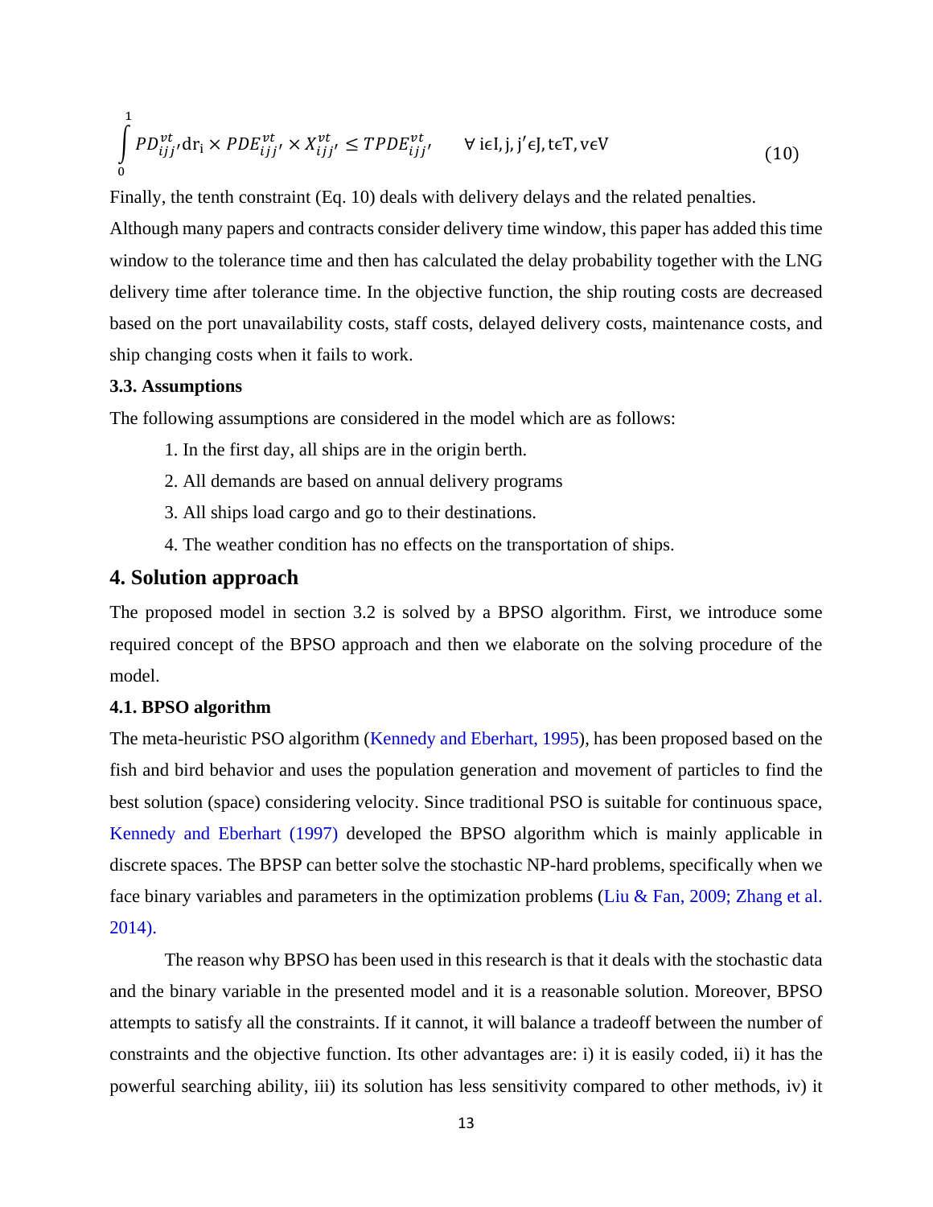$$\int_{0}^{1} PD_{ijj'}^{vt} \mathrm{dr_i} \times PDE_{ijj'}^{vt} \times X_{ijj'}^{vt} \leq TPDE_{ijj'}^{vt} \qquad \forall\, \mathrm{i} \epsilon \mathrm{I}, \mathrm{j}, \mathrm{j}' \epsilon \mathrm{J}, \mathrm{t} \epsilon \mathrm{T}, \mathrm{v} \epsilon \mathrm{V} \tag{10}$$

Finally, the tenth constraint (Eq. 10) deals with delivery delays and the related penalties. Although many papers and contracts consider delivery time window, this paper has added this time window to the tolerance time and then has calculated the delay probability together with the LNG delivery time after tolerance time. In the objective function, the ship routing costs are decreased based on the port unavailability costs, staff costs, delayed delivery costs, maintenance costs, and ship changing costs when it fails to work.

### 3.3. Assumptions

The following assumptions are considered in the model which are as follows:

1. In the first day, all ships are in the origin berth.
2. All demands are based on annual delivery programs
3. All ships load cargo and go to their destinations.
4. The weather condition has no effects on the transportation of ships.

## 4. Solution approach

The proposed model in section 3.2 is solved by a BPSO algorithm. First, we introduce some required concept of the BPSO approach and then we elaborate on the solving procedure of the model.

### 4.1. BPSO algorithm

The meta-heuristic PSO algorithm (Kennedy and Eberhart, 1995), has been proposed based on the fish and bird behavior and uses the population generation and movement of particles to find the best solution (space) considering velocity. Since traditional PSO is suitable for continuous space, Kennedy and Eberhart (1997) developed the BPSO algorithm which is mainly applicable in discrete spaces. The BPSP can better solve the stochastic NP-hard problems, specifically when we face binary variables and parameters in the optimization problems (Liu & Fan, 2009; Zhang et al. 2014).

The reason why BPSO has been used in this research is that it deals with the stochastic data and the binary variable in the presented model and it is a reasonable solution. Moreover, BPSO attempts to satisfy all the constraints. If it cannot, it will balance a tradeoff between the number of constraints and the objective function. Its other advantages are: i) it is easily coded, ii) it has the powerful searching ability, iii) its solution has less sensitivity compared to other methods, iv) it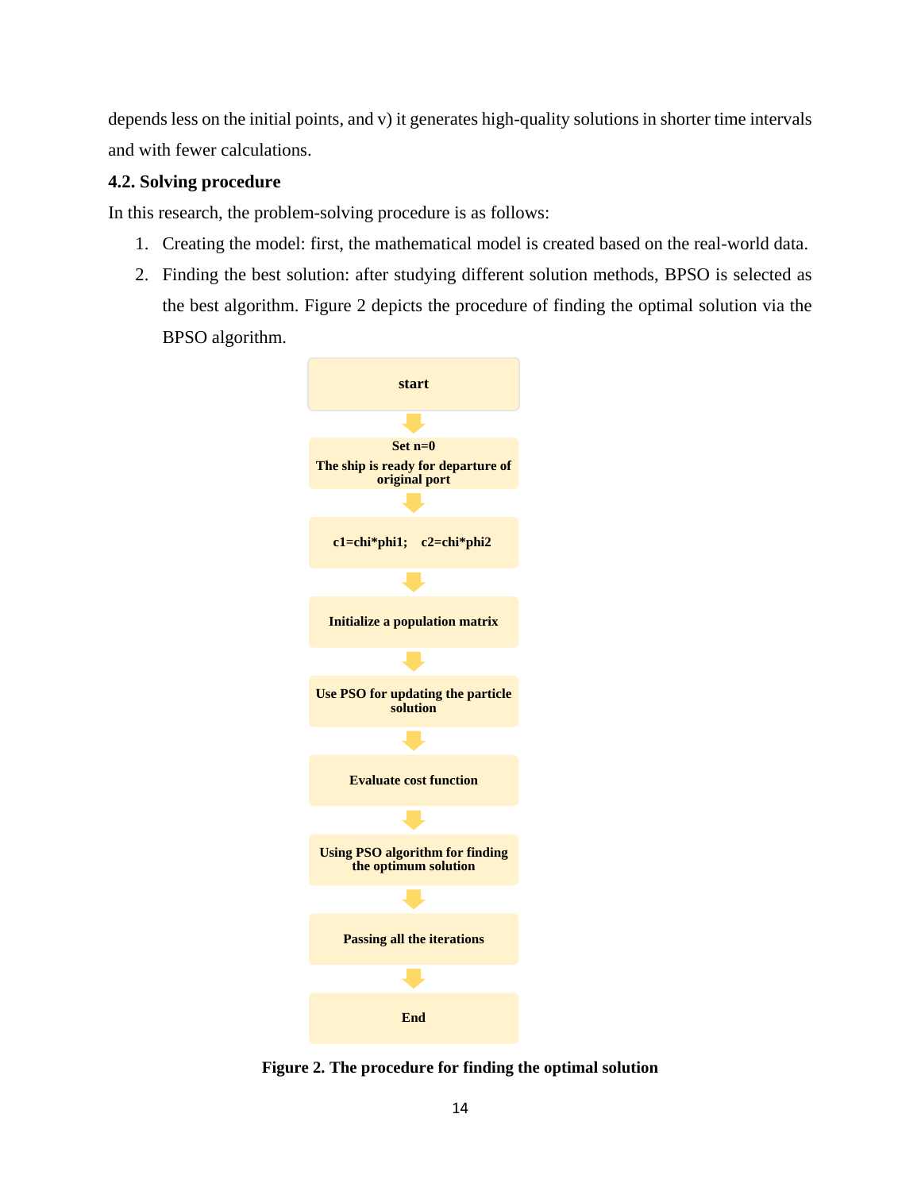depends less on the initial points, and v) it generates high-quality solutions in shorter time intervals and with fewer calculations.

### 4.2. Solving procedure

In this research, the problem-solving procedure is as follows:

1. Creating the model: first, the mathematical model is created based on the real-world data.
2. Finding the best solution: after studying different solution methods, BPSO is selected as the best algorithm. Figure 2 depicts the procedure of finding the optimal solution via the BPSO algorithm.

**start**

↓

**Set n=0**
**The ship is ready for departure of original port**

↓

**c1=chi*phi1;  c2=chi*phi2**

↓

**Initialize a population matrix**

↓

**Use PSO for updating the particle solution**

↓

**Evaluate cost function**

↓

**Using PSO algorithm for finding the optimum solution**

↓

**Passing all the iterations**

↓

**End**

**Figure 2. The procedure for finding the optimal solution**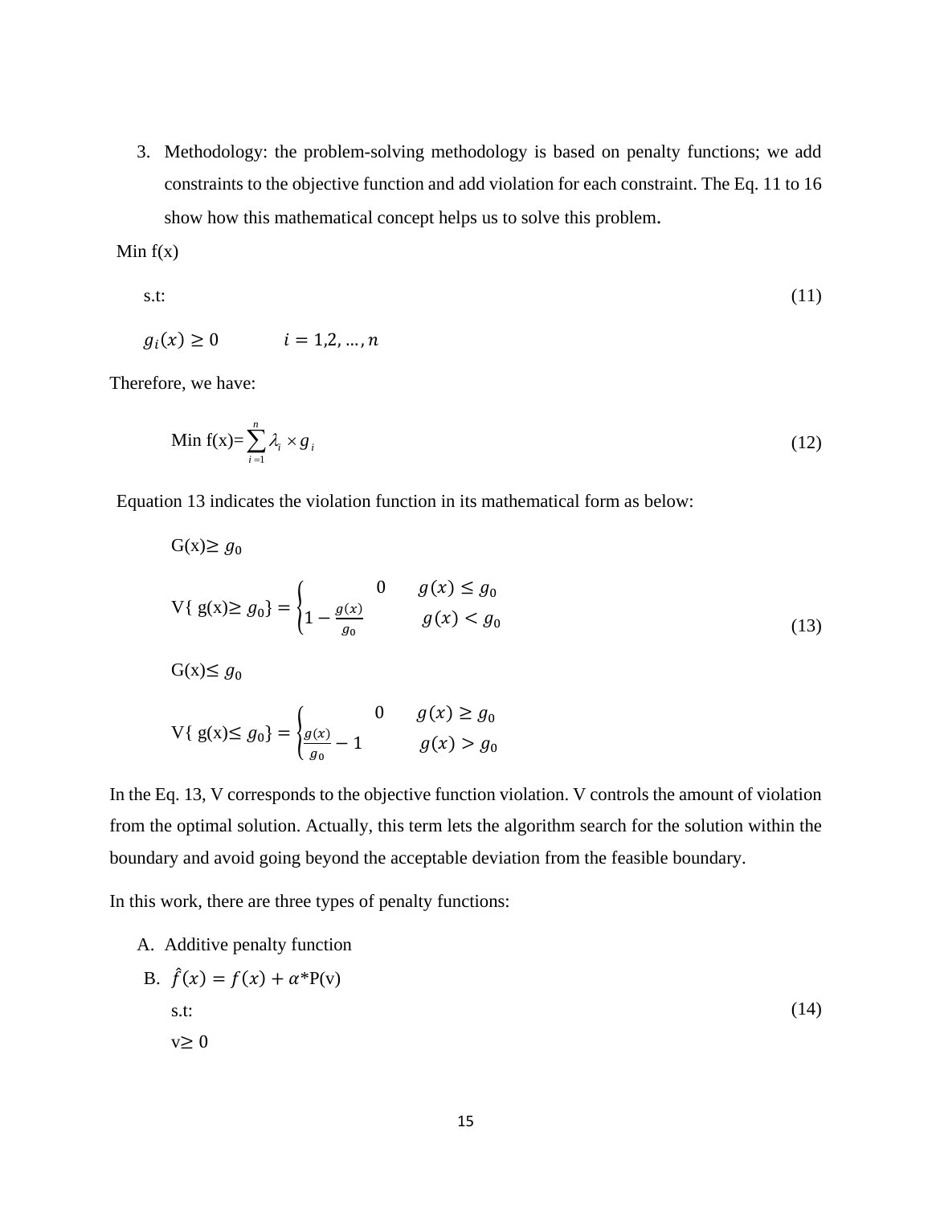3. Methodology: the problem-solving methodology is based on penalty functions; we add constraints to the objective function and add violation for each constraint. The Eq. 11 to 16 show how this mathematical concept helps us to solve this problem.

$$
\begin{aligned}
&\text{Min } f(x) \\
&\text{s.t:} \\
&g_i(x) \geq 0 \qquad i = 1,2,\ldots,n
\end{aligned}
\tag{11}
$$

Therefore, we have:

$$
\text{Min } f(x)=\sum_{i=1}^{n} \lambda_i \times g_i \tag{12}
$$

Equation 13 indicates the violation function in its mathematical form as below:

$$
\begin{aligned}
&G(x) \geq g_0 \\
&V\{\, g(x) \geq g_0\} = \begin{cases} 0 & g(x) \leq g_0 \\ 1 - \frac{g(x)}{g_0} & g(x) < g_0 \end{cases} \\
&G(x) \leq g_0 \\
&V\{\, g(x) \leq g_0\} = \begin{cases} 0 & g(x) \geq g_0 \\ \frac{g(x)}{g_0} - 1 & g(x) > g_0 \end{cases}
\end{aligned}
\tag{13}
$$

In the Eq. 13, V corresponds to the objective function violation. V controls the amount of violation from the optimal solution. Actually, this term lets the algorithm search for the solution within the boundary and avoid going beyond the acceptable deviation from the feasible boundary.

In this work, there are three types of penalty functions:

A. Additive penalty function

B. $\hat{f}(x) = f(x) + \alpha$*P(v)

$$
\begin{aligned}
&\text{s.t:} \\
&v \geq 0
\end{aligned}
\tag{14}
$$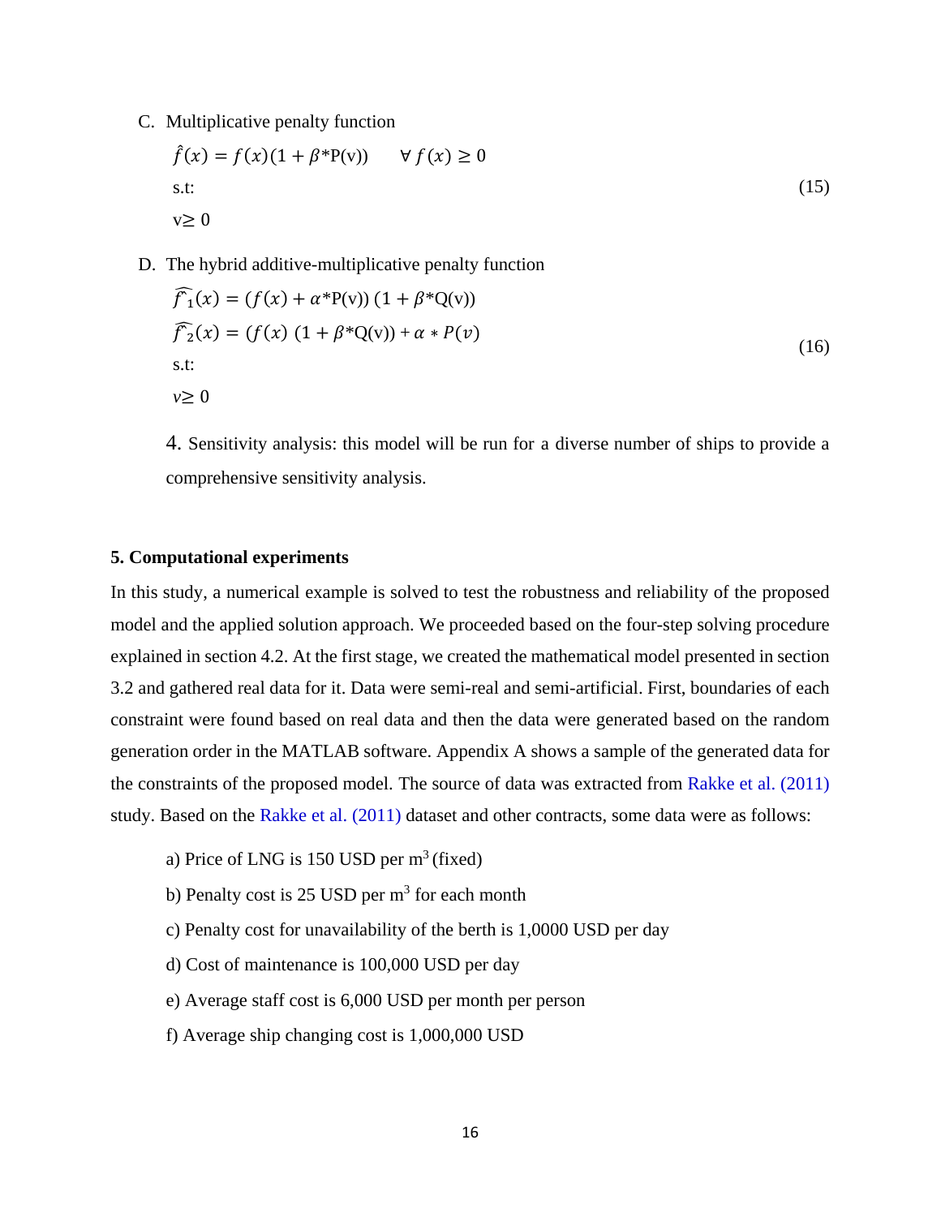C. Multiplicative penalty function

$$\hat{f}(x) = f(x)(1 + \beta^*\text{P(v)}) \qquad \forall\, f(x) \geq 0$$

s.t:

$$\text{v} \geq 0 \tag{15}$$

D. The hybrid additive-multiplicative penalty function

$$\widehat{f^{\hat{}}_1}(x) = (f(x) + \alpha^*\text{P(v)})\,(1 + \beta^*\text{Q(v)})$$

$$\widehat{f^{\hat{}}_2}(x) = (f(x)\;(1 + \beta^*\text{Q(v)}) + \alpha * P(v)$$

s.t:

$$v \geq 0 \tag{16}$$

4. Sensitivity analysis: this model will be run for a diverse number of ships to provide a comprehensive sensitivity analysis.

**5. Computational experiments**

In this study, a numerical example is solved to test the robustness and reliability of the proposed model and the applied solution approach. We proceeded based on the four-step solving procedure explained in section 4.2. At the first stage, we created the mathematical model presented in section 3.2 and gathered real data for it. Data were semi-real and semi-artificial. First, boundaries of each constraint were found based on real data and then the data were generated based on the random generation order in the MATLAB software. Appendix A shows a sample of the generated data for the constraints of the proposed model. The source of data was extracted from Rakke et al. (2011) study. Based on the Rakke et al. (2011) dataset and other contracts, some data were as follows:

a) Price of LNG is 150 USD per $m^3$ (fixed)

b) Penalty cost is 25 USD per $m^3$ for each month

c) Penalty cost for unavailability of the berth is 1,0000 USD per day

d) Cost of maintenance is 100,000 USD per day

e) Average staff cost is 6,000 USD per month per person

f) Average ship changing cost is 1,000,000 USD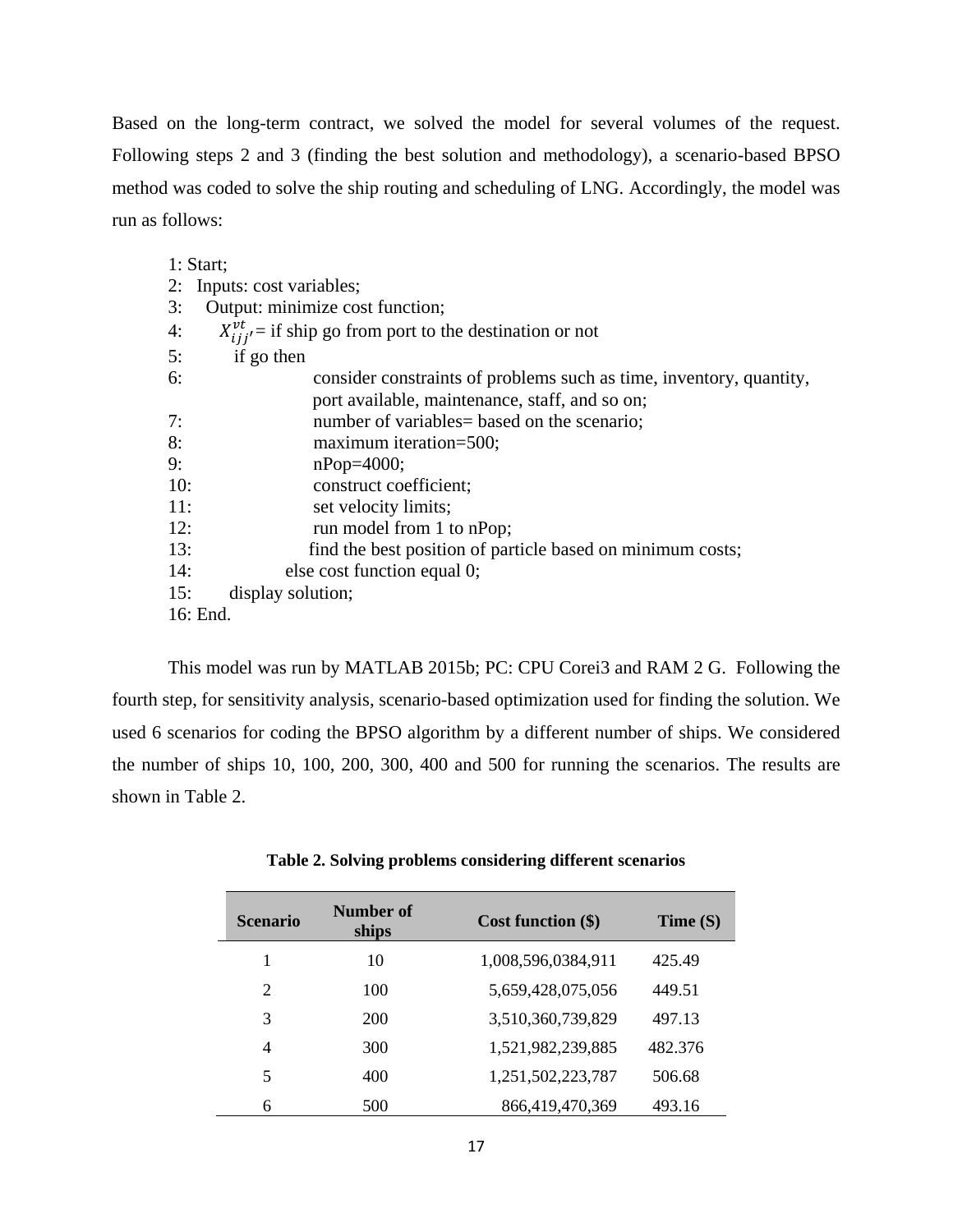Based on the long-term contract, we solved the model for several volumes of the request. Following steps 2 and 3 (finding the best solution and methodology), a scenario-based BPSO method was coded to solve the ship routing and scheduling of LNG. Accordingly, the model was run as follows:

```
1: Start;
2:   Inputs: cost variables;
3:     Output: minimize cost function;
4:        X_{ijj'}^{vt} = if ship go from port to the destination or not
5:          if go then
6:                    consider constraints of problems such as time, inventory, quantity,
                      port available, maintenance, staff, and so on;
7:                    number of variables= based on the scenario;
8:                    maximum iteration=500;
9:                    nPop=4000;
10:                   construct coefficient;
11:                   set velocity limits;
12:                   run model from 1 to nPop;
13:                  find the best position of particle based on minimum costs;
14:               else cost function equal 0;
15:       display solution;
16: End.
```

This model was run by MATLAB 2015b; PC: CPU Corei3 and RAM 2 G. Following the fourth step, for sensitivity analysis, scenario-based optimization used for finding the solution. We used 6 scenarios for coding the BPSO algorithm by a different number of ships. We considered the number of ships 10, 100, 200, 300, 400 and 500 for running the scenarios. The results are shown in Table 2.

**Table 2. Solving problems considering different scenarios**

| Scenario | Number of ships | Cost function ($) | Time (S) |
|---|---|---|---|
| 1 | 10 | 1,008,596,0384,911 | 425.49 |
| 2 | 100 | 5,659,428,075,056 | 449.51 |
| 3 | 200 | 3,510,360,739,829 | 497.13 |
| 4 | 300 | 1,521,982,239,885 | 482.376 |
| 5 | 400 | 1,251,502,223,787 | 506.68 |
| 6 | 500 | 866,419,470,369 | 493.16 |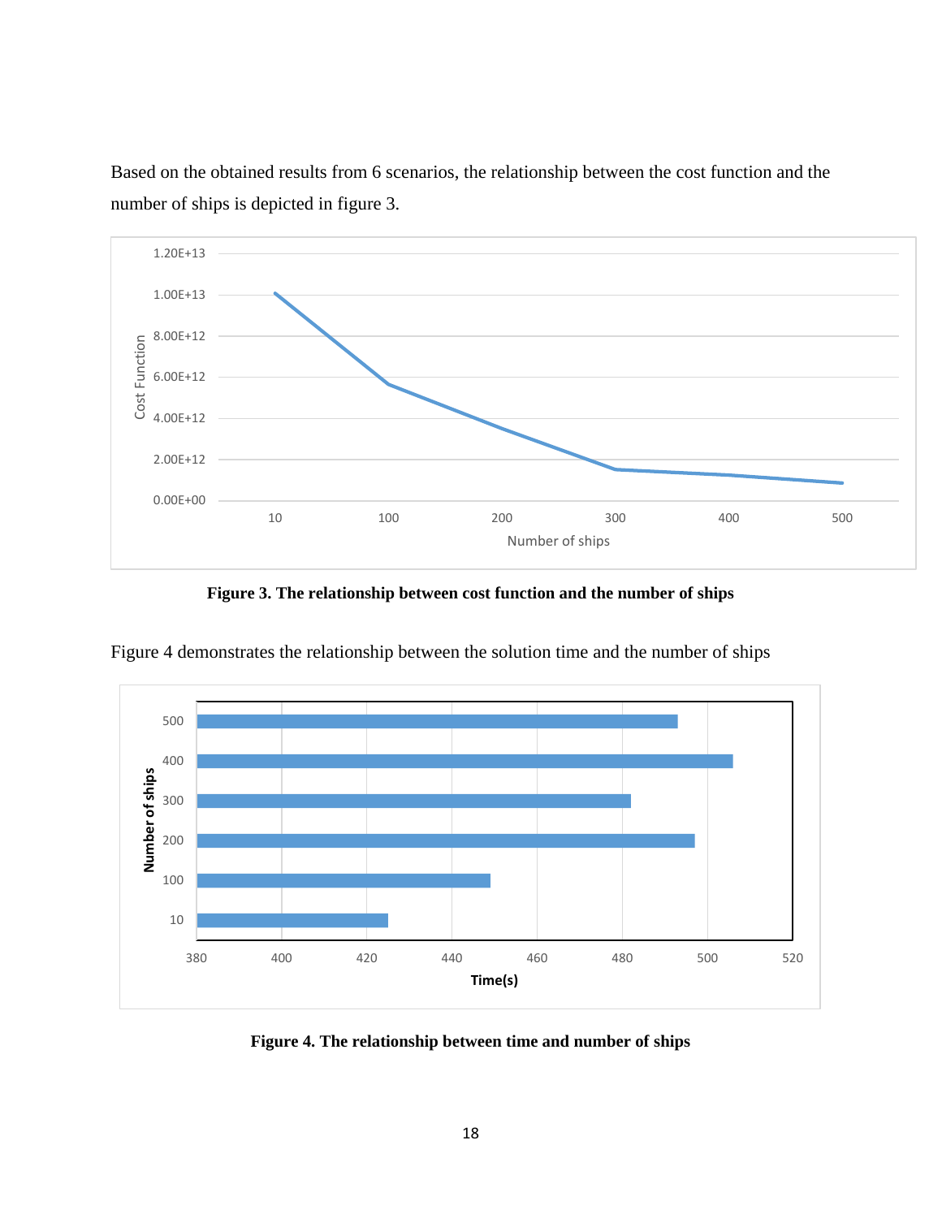Based on the obtained results from 6 scenarios, the relationship between the cost function and the number of ships is depicted in figure 3.

**Figure 3. The relationship between cost function and the number of ships**

Figure 4 demonstrates the relationship between the solution time and the number of ships

**Figure 4. The relationship between time and number of ships**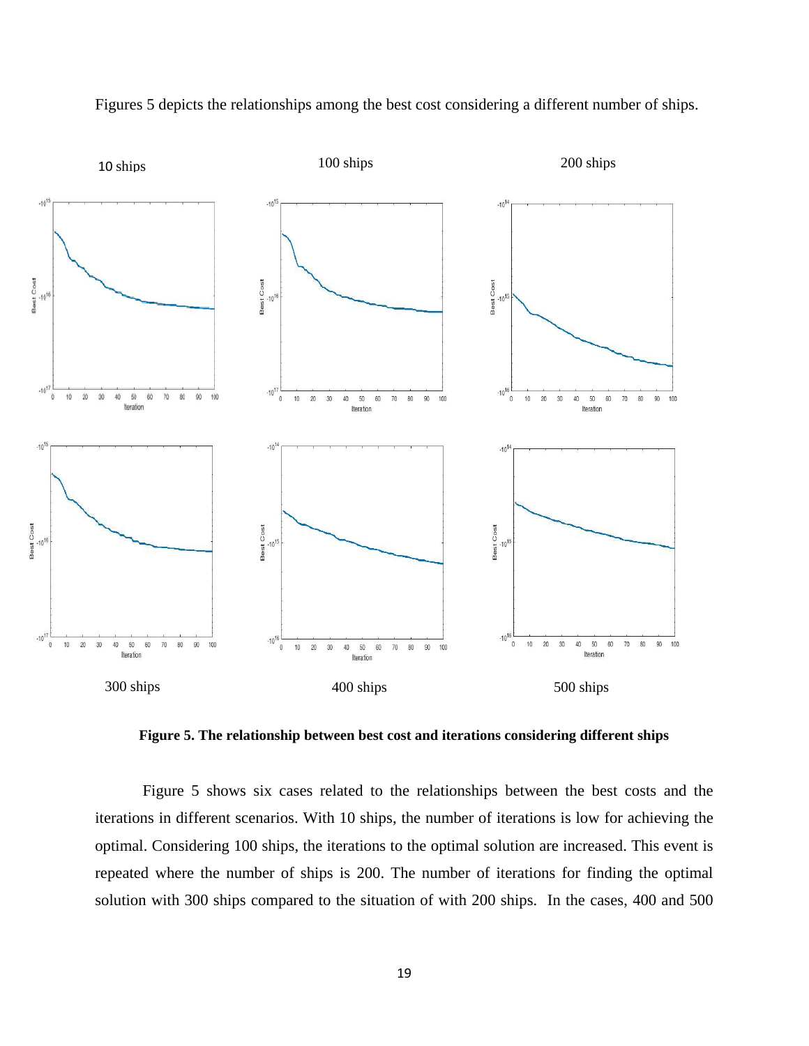Figures 5 depicts the relationships among the best cost considering a different number of ships.

10 ships 100 ships 200 ships

300 ships 400 ships 500 ships

**Figure 5. The relationship between best cost and iterations considering different ships**

Figure 5 shows six cases related to the relationships between the best costs and the iterations in different scenarios. With 10 ships, the number of iterations is low for achieving the optimal. Considering 100 ships, the iterations to the optimal solution are increased. This event is repeated where the number of ships is 200. The number of iterations for finding the optimal solution with 300 ships compared to the situation of with 200 ships. In the cases, 400 and 500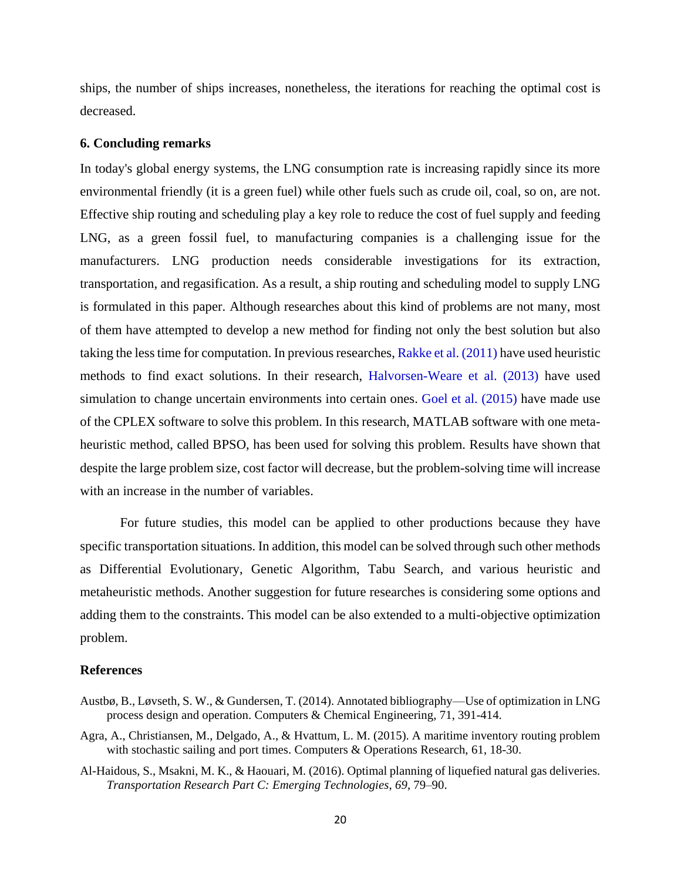ships, the number of ships increases, nonetheless, the iterations for reaching the optimal cost is decreased.

### 6. Concluding remarks

In today's global energy systems, the LNG consumption rate is increasing rapidly since its more environmental friendly (it is a green fuel) while other fuels such as crude oil, coal, so on, are not. Effective ship routing and scheduling play a key role to reduce the cost of fuel supply and feeding LNG, as a green fossil fuel, to manufacturing companies is a challenging issue for the manufacturers. LNG production needs considerable investigations for its extraction, transportation, and regasification. As a result, a ship routing and scheduling model to supply LNG is formulated in this paper. Although researches about this kind of problems are not many, most of them have attempted to develop a new method for finding not only the best solution but also taking the less time for computation. In previous researches, Rakke et al. (2011) have used heuristic methods to find exact solutions. In their research, Halvorsen-Weare et al. (2013) have used simulation to change uncertain environments into certain ones. Goel et al. (2015) have made use of the CPLEX software to solve this problem. In this research, MATLAB software with one meta-heuristic method, called BPSO, has been used for solving this problem. Results have shown that despite the large problem size, cost factor will decrease, but the problem-solving time will increase with an increase in the number of variables.

For future studies, this model can be applied to other productions because they have specific transportation situations. In addition, this model can be solved through such other methods as Differential Evolutionary, Genetic Algorithm, Tabu Search, and various heuristic and metaheuristic methods. Another suggestion for future researches is considering some options and adding them to the constraints. This model can be also extended to a multi-objective optimization problem.

### References

Austbø, B., Løvseth, S. W., & Gundersen, T. (2014). Annotated bibliography—Use of optimization in LNG process design and operation. Computers & Chemical Engineering, 71, 391-414.

Agra, A., Christiansen, M., Delgado, A., & Hvattum, L. M. (2015). A maritime inventory routing problem with stochastic sailing and port times. Computers & Operations Research, 61, 18-30.

Al-Haidous, S., Msakni, M. K., & Haouari, M. (2016). Optimal planning of liquefied natural gas deliveries. *Transportation Research Part C: Emerging Technologies*, *69*, 79–90.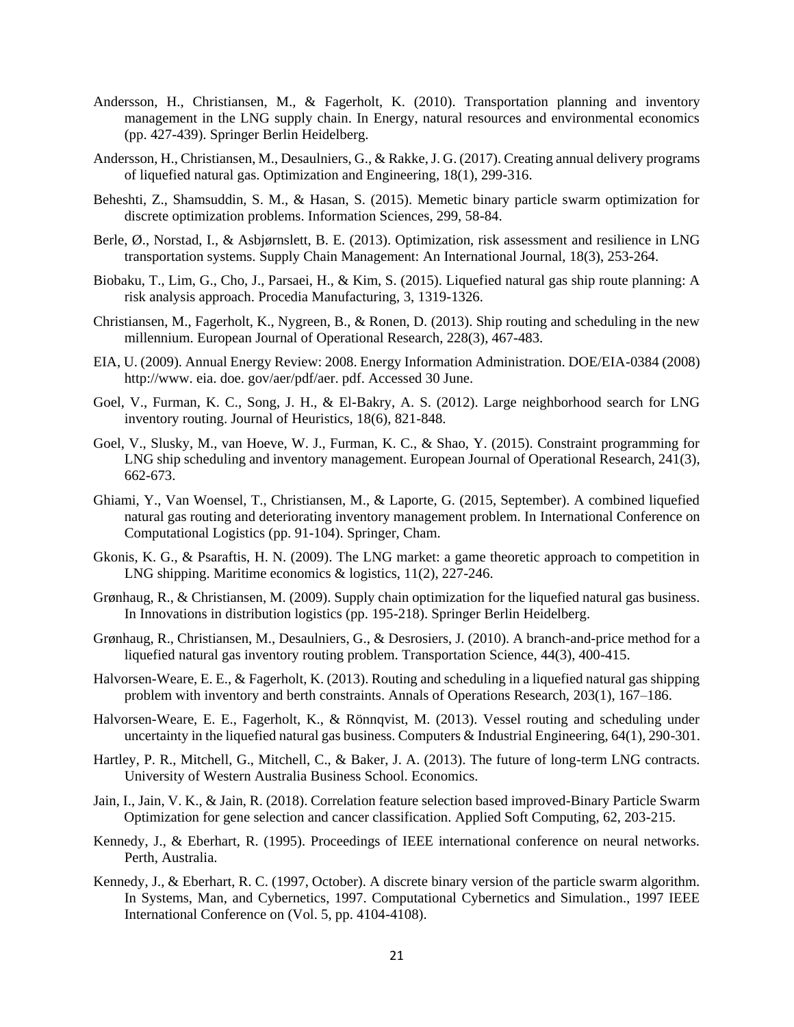Andersson, H., Christiansen, M., & Fagerholt, K. (2010). Transportation planning and inventory management in the LNG supply chain. In Energy, natural resources and environmental economics (pp. 427-439). Springer Berlin Heidelberg.

Andersson, H., Christiansen, M., Desaulniers, G., & Rakke, J. G. (2017). Creating annual delivery programs of liquefied natural gas. Optimization and Engineering, 18(1), 299-316.

Beheshti, Z., Shamsuddin, S. M., & Hasan, S. (2015). Memetic binary particle swarm optimization for discrete optimization problems. Information Sciences, 299, 58-84.

Berle, Ø., Norstad, I., & Asbjørnslett, B. E. (2013). Optimization, risk assessment and resilience in LNG transportation systems. Supply Chain Management: An International Journal, 18(3), 253-264.

Biobaku, T., Lim, G., Cho, J., Parsaei, H., & Kim, S. (2015). Liquefied natural gas ship route planning: A risk analysis approach. Procedia Manufacturing, 3, 1319-1326.

Christiansen, M., Fagerholt, K., Nygreen, B., & Ronen, D. (2013). Ship routing and scheduling in the new millennium. European Journal of Operational Research, 228(3), 467-483.

EIA, U. (2009). Annual Energy Review: 2008. Energy Information Administration. DOE/EIA-0384 (2008) http://www. eia. doe. gov/aer/pdf/aer. pdf. Accessed 30 June.

Goel, V., Furman, K. C., Song, J. H., & El-Bakry, A. S. (2012). Large neighborhood search for LNG inventory routing. Journal of Heuristics, 18(6), 821-848.

Goel, V., Slusky, M., van Hoeve, W. J., Furman, K. C., & Shao, Y. (2015). Constraint programming for LNG ship scheduling and inventory management. European Journal of Operational Research, 241(3), 662-673.

Ghiami, Y., Van Woensel, T., Christiansen, M., & Laporte, G. (2015, September). A combined liquefied natural gas routing and deteriorating inventory management problem. In International Conference on Computational Logistics (pp. 91-104). Springer, Cham.

Gkonis, K. G., & Psaraftis, H. N. (2009). The LNG market: a game theoretic approach to competition in LNG shipping. Maritime economics & logistics, 11(2), 227-246.

Grønhaug, R., & Christiansen, M. (2009). Supply chain optimization for the liquefied natural gas business. In Innovations in distribution logistics (pp. 195-218). Springer Berlin Heidelberg.

Grønhaug, R., Christiansen, M., Desaulniers, G., & Desrosiers, J. (2010). A branch-and-price method for a liquefied natural gas inventory routing problem. Transportation Science, 44(3), 400-415.

Halvorsen-Weare, E. E., & Fagerholt, K. (2013). Routing and scheduling in a liquefied natural gas shipping problem with inventory and berth constraints. Annals of Operations Research, 203(1), 167–186.

Halvorsen-Weare, E. E., Fagerholt, K., & Rönnqvist, M. (2013). Vessel routing and scheduling under uncertainty in the liquefied natural gas business. Computers & Industrial Engineering, 64(1), 290-301.

Hartley, P. R., Mitchell, G., Mitchell, C., & Baker, J. A. (2013). The future of long-term LNG contracts. University of Western Australia Business School. Economics.

Jain, I., Jain, V. K., & Jain, R. (2018). Correlation feature selection based improved-Binary Particle Swarm Optimization for gene selection and cancer classification. Applied Soft Computing, 62, 203-215.

Kennedy, J., & Eberhart, R. (1995). Proceedings of IEEE international conference on neural networks. Perth, Australia.

Kennedy, J., & Eberhart, R. C. (1997, October). A discrete binary version of the particle swarm algorithm. In Systems, Man, and Cybernetics, 1997. Computational Cybernetics and Simulation., 1997 IEEE International Conference on (Vol. 5, pp. 4104-4108).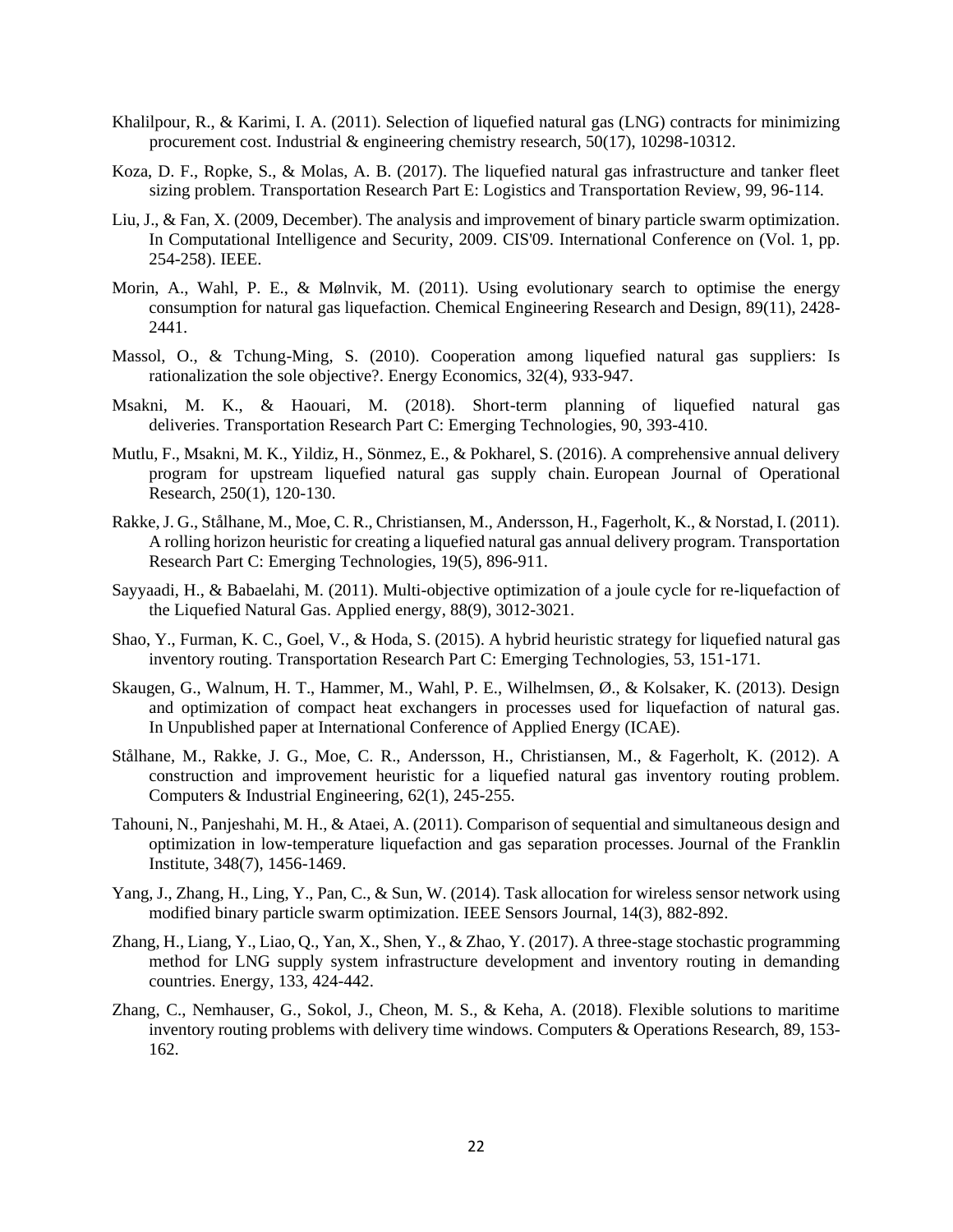Khalilpour, R., & Karimi, I. A. (2011). Selection of liquefied natural gas (LNG) contracts for minimizing procurement cost. Industrial & engineering chemistry research, 50(17), 10298-10312.

Koza, D. F., Ropke, S., & Molas, A. B. (2017). The liquefied natural gas infrastructure and tanker fleet sizing problem. Transportation Research Part E: Logistics and Transportation Review, 99, 96-114.

Liu, J., & Fan, X. (2009, December). The analysis and improvement of binary particle swarm optimization. In Computational Intelligence and Security, 2009. CIS'09. International Conference on (Vol. 1, pp. 254-258). IEEE.

Morin, A., Wahl, P. E., & Mølnvik, M. (2011). Using evolutionary search to optimise the energy consumption for natural gas liquefaction. Chemical Engineering Research and Design, 89(11), 2428-2441.

Massol, O., & Tchung-Ming, S. (2010). Cooperation among liquefied natural gas suppliers: Is rationalization the sole objective?. Energy Economics, 32(4), 933-947.

Msakni, M. K., & Haouari, M. (2018). Short-term planning of liquefied natural gas deliveries. Transportation Research Part C: Emerging Technologies, 90, 393-410.

Mutlu, F., Msakni, M. K., Yildiz, H., Sönmez, E., & Pokharel, S. (2016). A comprehensive annual delivery program for upstream liquefied natural gas supply chain. European Journal of Operational Research, 250(1), 120-130.

Rakke, J. G., Stålhane, M., Moe, C. R., Christiansen, M., Andersson, H., Fagerholt, K., & Norstad, I. (2011). A rolling horizon heuristic for creating a liquefied natural gas annual delivery program. Transportation Research Part C: Emerging Technologies, 19(5), 896-911.

Sayyaadi, H., & Babaelahi, M. (2011). Multi-objective optimization of a joule cycle for re-liquefaction of the Liquefied Natural Gas. Applied energy, 88(9), 3012-3021.

Shao, Y., Furman, K. C., Goel, V., & Hoda, S. (2015). A hybrid heuristic strategy for liquefied natural gas inventory routing. Transportation Research Part C: Emerging Technologies, 53, 151-171.

Skaugen, G., Walnum, H. T., Hammer, M., Wahl, P. E., Wilhelmsen, Ø., & Kolsaker, K. (2013). Design and optimization of compact heat exchangers in processes used for liquefaction of natural gas. In Unpublished paper at International Conference of Applied Energy (ICAE).

Stålhane, M., Rakke, J. G., Moe, C. R., Andersson, H., Christiansen, M., & Fagerholt, K. (2012). A construction and improvement heuristic for a liquefied natural gas inventory routing problem. Computers & Industrial Engineering, 62(1), 245-255.

Tahouni, N., Panjeshahi, M. H., & Ataei, A. (2011). Comparison of sequential and simultaneous design and optimization in low-temperature liquefaction and gas separation processes. Journal of the Franklin Institute, 348(7), 1456-1469.

Yang, J., Zhang, H., Ling, Y., Pan, C., & Sun, W. (2014). Task allocation for wireless sensor network using modified binary particle swarm optimization. IEEE Sensors Journal, 14(3), 882-892.

Zhang, H., Liang, Y., Liao, Q., Yan, X., Shen, Y., & Zhao, Y. (2017). A three-stage stochastic programming method for LNG supply system infrastructure development and inventory routing in demanding countries. Energy, 133, 424-442.

Zhang, C., Nemhauser, G., Sokol, J., Cheon, M. S., & Keha, A. (2018). Flexible solutions to maritime inventory routing problems with delivery time windows. Computers & Operations Research, 89, 153-162.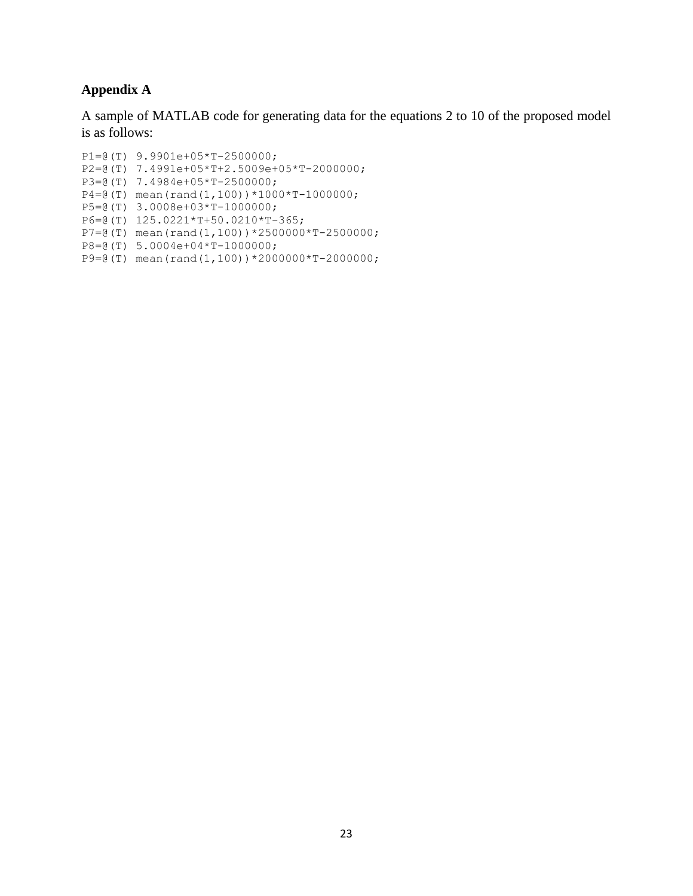## Appendix A

A sample of MATLAB code for generating data for the equations 2 to 10 of the proposed model is as follows:

```
P1=@(T) 9.9901e+05*T-2500000;
P2=@(T) 7.4991e+05*T+2.5009e+05*T-2000000;
P3=@(T) 7.4984e+05*T-2500000;
P4=@(T) mean(rand(1,100))*1000*T-1000000;
P5=@(T) 3.0008e+03*T-1000000;
P6=@(T) 125.0221*T+50.0210*T-365;
P7=@(T) mean(rand(1,100))*2500000*T-2500000;
P8=@(T) 5.0004e+04*T-1000000;
P9=@(T) mean(rand(1,100))*2000000*T-2000000;
```